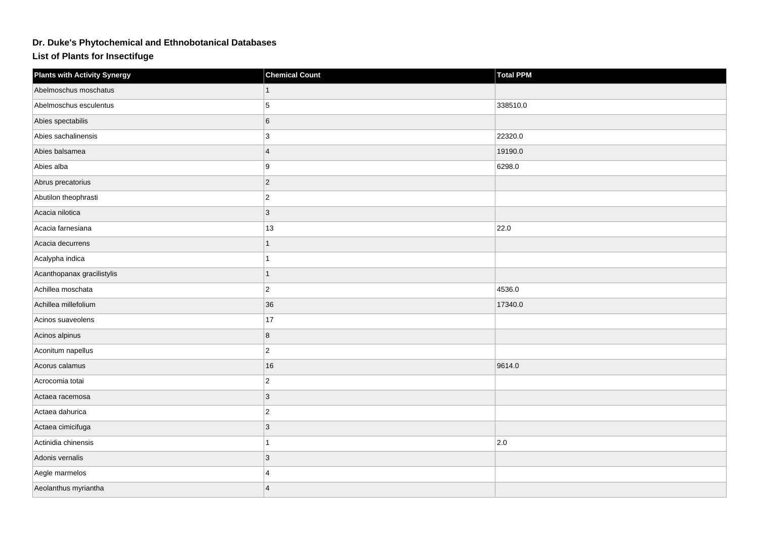# Dr. Duke's Phytochemical and Ethnobotanical Databases

## List of Plants for Insectifuge

| Plants with Activity Synergy | Chemical Count | Total PPM |
| --- | --- | --- |
| Abelmoschus moschatus | 1 | |
| Abelmoschus esculentus | 5 | 338510.0 |
| Abies spectabilis | 6 | |
| Abies sachalinensis | 3 | 22320.0 |
| Abies balsamea | 4 | 19190.0 |
| Abies alba | 9 | 6298.0 |
| Abrus precatorius | 2 | |
| Abutilon theophrasti | 2 | |
| Acacia nilotica | 3 | |
| Acacia farnesiana | 13 | 22.0 |
| Acacia decurrens | 1 | |
| Acalypha indica | 1 | |
| Acanthopanax gracilistylis | 1 | |
| Achillea moschata | 2 | 4536.0 |
| Achillea millefolium | 36 | 17340.0 |
| Acinos suaveolens | 17 | |
| Acinos alpinus | 8 | |
| Aconitum napellus | 2 | |
| Acorus calamus | 16 | 9614.0 |
| Acrocomia totai | 2 | |
| Actaea racemosa | 3 | |
| Actaea dahurica | 2 | |
| Actaea cimicifuga | 3 | |
| Actinidia chinensis | 1 | 2.0 |
| Adonis vernalis | 3 | |
| Aegle marmelos | 4 | |
| Aeolanthus myriantha | 4 | |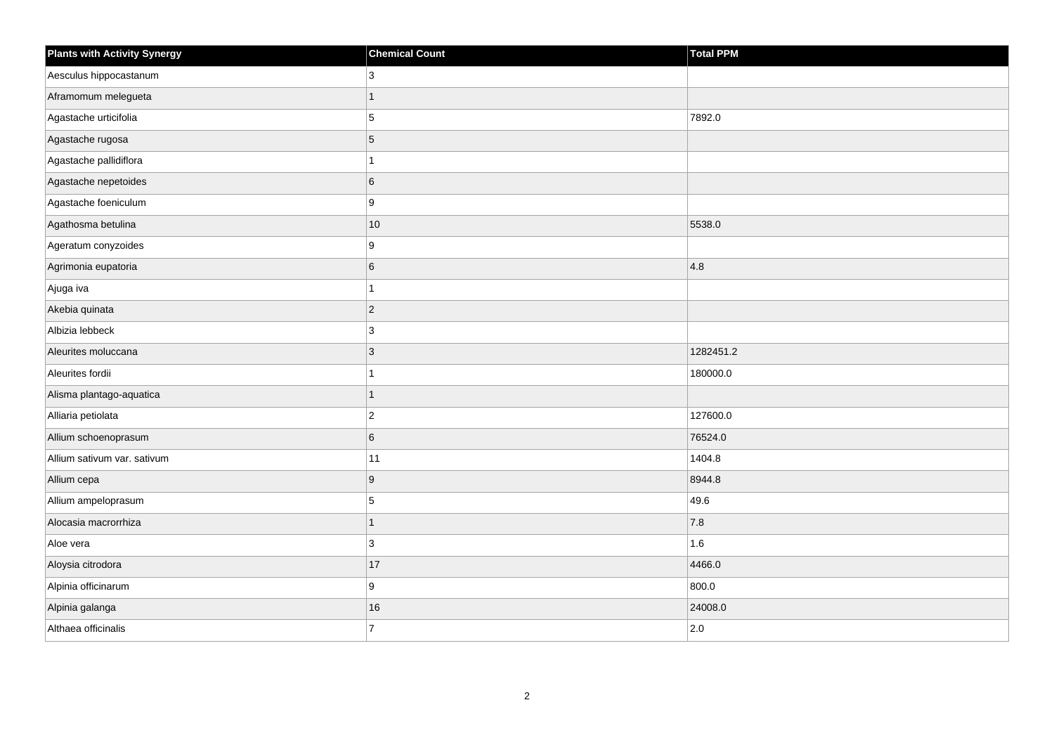| Plants with Activity Synergy | Chemical Count | Total PPM |
| --- | --- | --- |
| Aesculus hippocastanum | 3 | |
| Aframomum melegueta | 1 | |
| Agastache urticifolia | 5 | 7892.0 |
| Agastache rugosa | 5 | |
| Agastache pallidiflora | 1 | |
| Agastache nepetoides | 6 | |
| Agastache foeniculum | 9 | |
| Agathosma betulina | 10 | 5538.0 |
| Ageratum conyzoides | 9 | |
| Agrimonia eupatoria | 6 | 4.8 |
| Ajuga iva | 1 | |
| Akebia quinata | 2 | |
| Albizia lebbeck | 3 | |
| Aleurites moluccana | 3 | 1282451.2 |
| Aleurites fordii | 1 | 180000.0 |
| Alisma plantago-aquatica | 1 | |
| Alliaria petiolata | 2 | 127600.0 |
| Allium schoenoprasum | 6 | 76524.0 |
| Allium sativum var. sativum | 11 | 1404.8 |
| Allium cepa | 9 | 8944.8 |
| Allium ampeloprasum | 5 | 49.6 |
| Alocasia macrorrhiza | 1 | 7.8 |
| Aloe vera | 3 | 1.6 |
| Aloysia citrodora | 17 | 4466.0 |
| Alpinia officinarum | 9 | 800.0 |
| Alpinia galanga | 16 | 24008.0 |
| Althaea officinalis | 7 | 2.0 |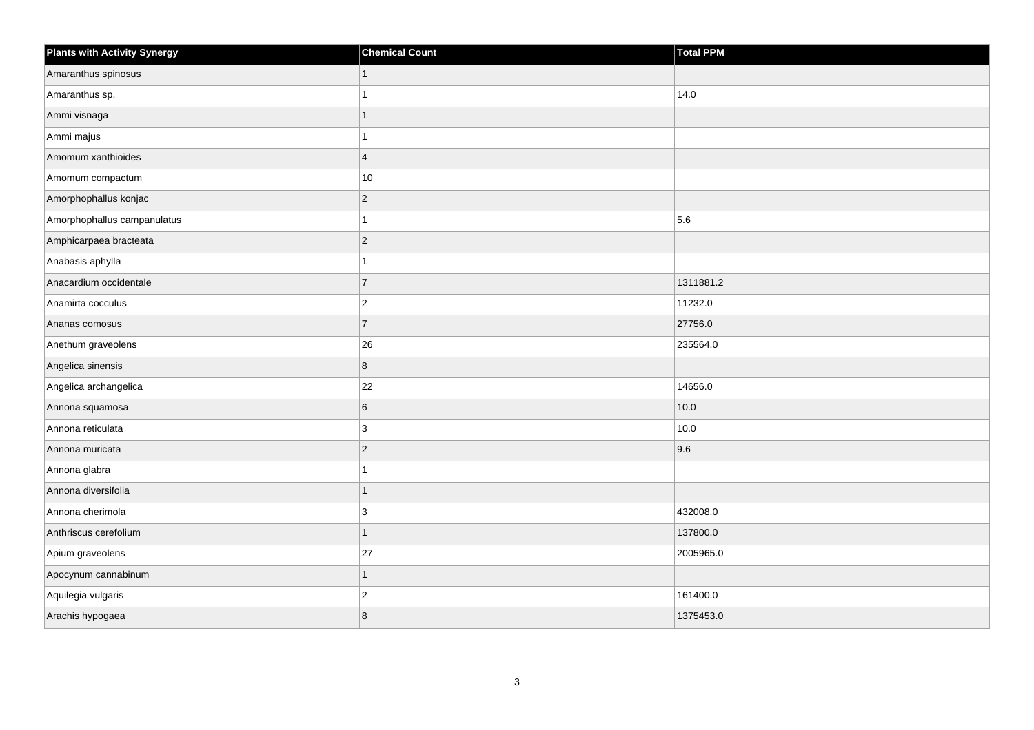| Plants with Activity Synergy | Chemical Count | Total PPM |
| --- | --- | --- |
| Amaranthus spinosus | 1 | |
| Amaranthus sp. | 1 | 14.0 |
| Ammi visnaga | 1 | |
| Ammi majus | 1 | |
| Amomum xanthioides | 4 | |
| Amomum compactum | 10 | |
| Amorphophallus konjac | 2 | |
| Amorphophallus campanulatus | 1 | 5.6 |
| Amphicarpaea bracteata | 2 | |
| Anabasis aphylla | 1 | |
| Anacardium occidentale | 7 | 1311881.2 |
| Anamirta cocculus | 2 | 11232.0 |
| Ananas comosus | 7 | 27756.0 |
| Anethum graveolens | 26 | 235564.0 |
| Angelica sinensis | 8 | |
| Angelica archangelica | 22 | 14656.0 |
| Annona squamosa | 6 | 10.0 |
| Annona reticulata | 3 | 10.0 |
| Annona muricata | 2 | 9.6 |
| Annona glabra | 1 | |
| Annona diversifolia | 1 | |
| Annona cherimola | 3 | 432008.0 |
| Anthriscus cerefolium | 1 | 137800.0 |
| Apium graveolens | 27 | 2005965.0 |
| Apocynum cannabinum | 1 | |
| Aquilegia vulgaris | 2 | 161400.0 |
| Arachis hypogaea | 8 | 1375453.0 |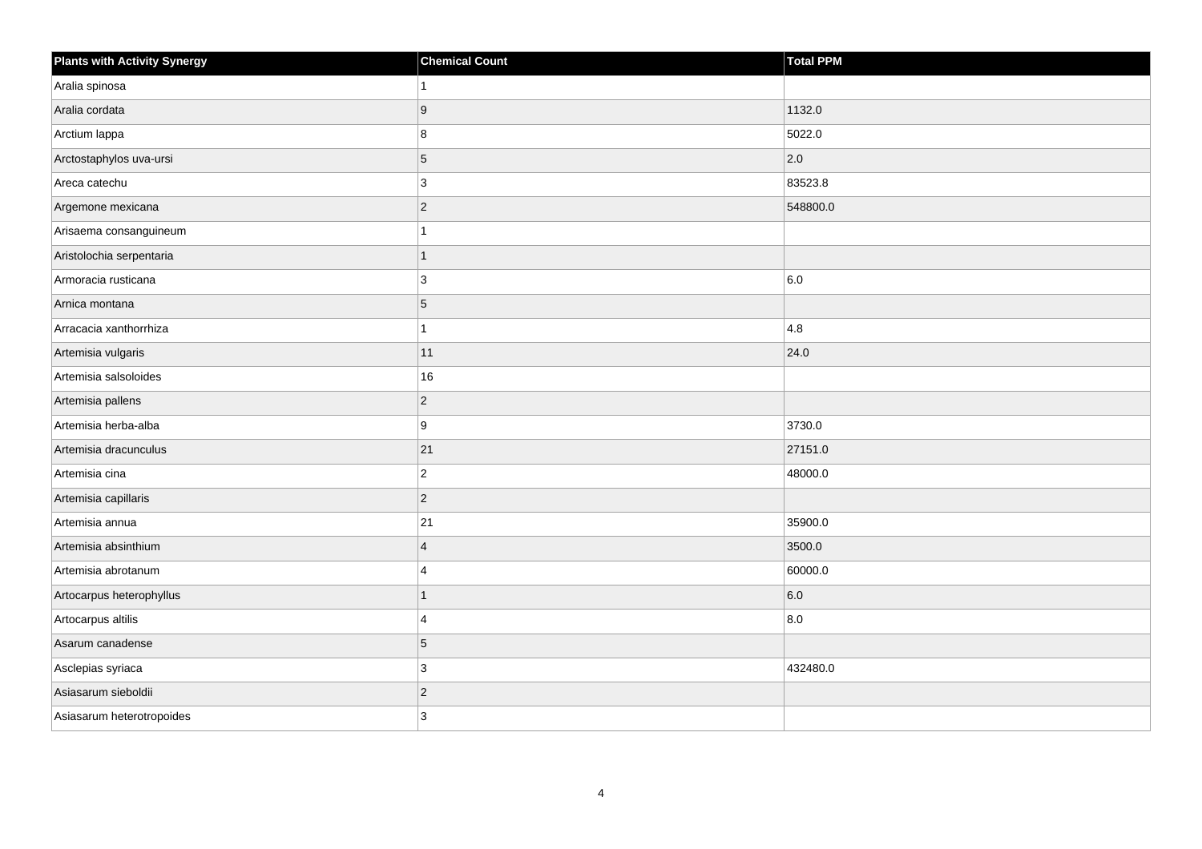| Plants with Activity Synergy | Chemical Count | Total PPM |
| --- | --- | --- |
| Aralia spinosa | 1 | |
| Aralia cordata | 9 | 1132.0 |
| Arctium lappa | 8 | 5022.0 |
| Arctostaphylos uva-ursi | 5 | 2.0 |
| Areca catechu | 3 | 83523.8 |
| Argemone mexicana | 2 | 548800.0 |
| Arisaema consanguineum | 1 | |
| Aristolochia serpentaria | 1 | |
| Armoracia rusticana | 3 | 6.0 |
| Arnica montana | 5 | |
| Arracacia xanthorrhiza | 1 | 4.8 |
| Artemisia vulgaris | 11 | 24.0 |
| Artemisia salsoloides | 16 | |
| Artemisia pallens | 2 | |
| Artemisia herba-alba | 9 | 3730.0 |
| Artemisia dracunculus | 21 | 27151.0 |
| Artemisia cina | 2 | 48000.0 |
| Artemisia capillaris | 2 | |
| Artemisia annua | 21 | 35900.0 |
| Artemisia absinthium | 4 | 3500.0 |
| Artemisia abrotanum | 4 | 60000.0 |
| Artocarpus heterophyllus | 1 | 6.0 |
| Artocarpus altilis | 4 | 8.0 |
| Asarum canadense | 5 | |
| Asclepias syriaca | 3 | 432480.0 |
| Asiasarum sieboldii | 2 | |
| Asiasarum heterotropoides | 3 | |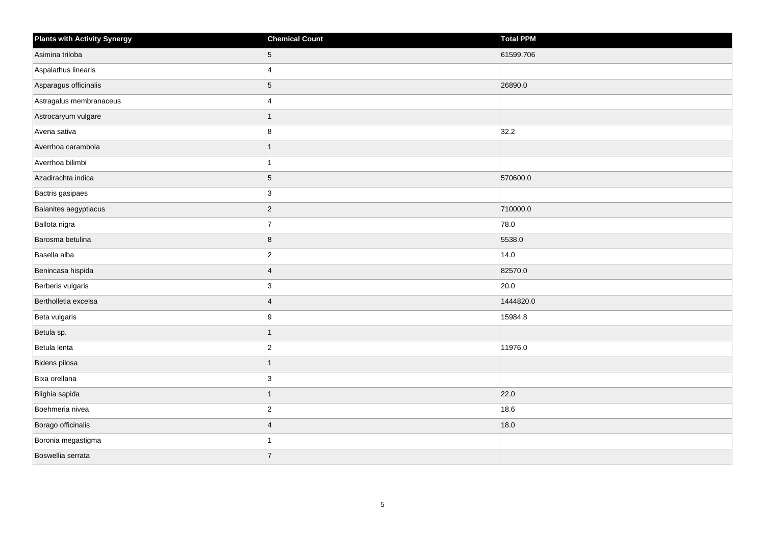| Plants with Activity Synergy | Chemical Count | Total PPM |
|---|---|---|
| Asimina triloba | 5 | 61599.706 |
| Aspalathus linearis | 4 | |
| Asparagus officinalis | 5 | 26890.0 |
| Astragalus membranaceus | 4 | |
| Astrocaryum vulgare | 1 | |
| Avena sativa | 8 | 32.2 |
| Averrhoa carambola | 1 | |
| Averrhoa bilimbi | 1 | |
| Azadirachta indica | 5 | 570600.0 |
| Bactris gasipaes | 3 | |
| Balanites aegyptiacus | 2 | 710000.0 |
| Ballota nigra | 7 | 78.0 |
| Barosma betulina | 8 | 5538.0 |
| Basella alba | 2 | 14.0 |
| Benincasa hispida | 4 | 82570.0 |
| Berberis vulgaris | 3 | 20.0 |
| Bertholletia excelsa | 4 | 1444820.0 |
| Beta vulgaris | 9 | 15984.8 |
| Betula sp. | 1 | |
| Betula lenta | 2 | 11976.0 |
| Bidens pilosa | 1 | |
| Bixa orellana | 3 | |
| Blighia sapida | 1 | 22.0 |
| Boehmeria nivea | 2 | 18.6 |
| Borago officinalis | 4 | 18.0 |
| Boronia megastigma | 1 | |
| Boswellia serrata | 7 | |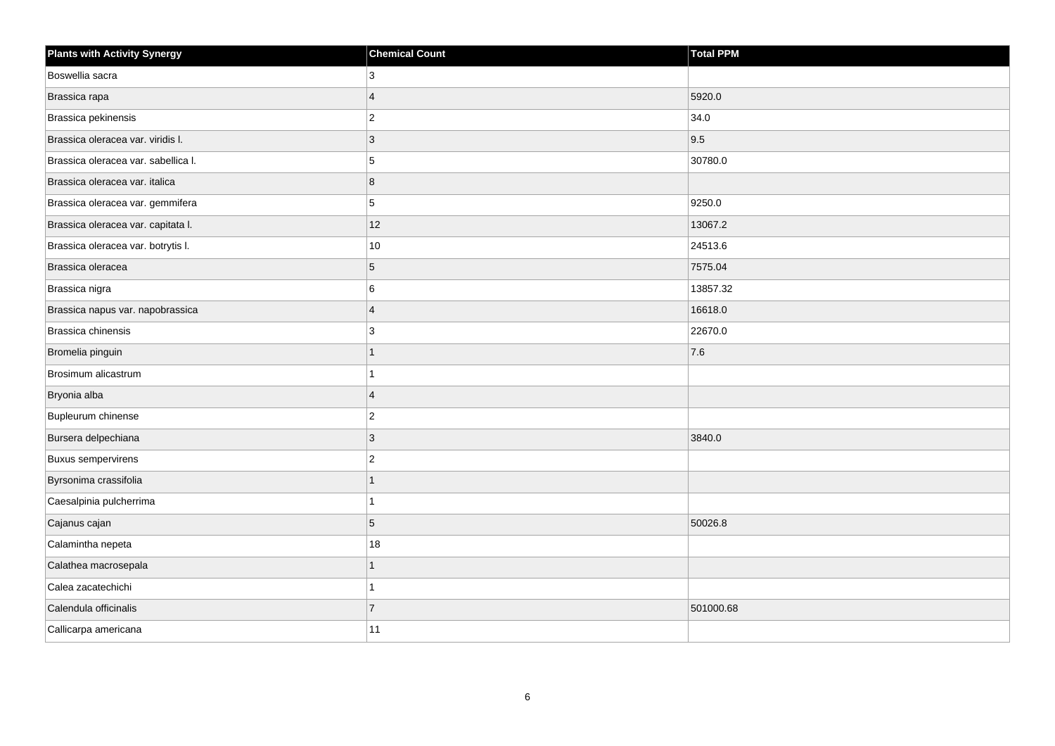| Plants with Activity Synergy | Chemical Count | Total PPM |
| --- | --- | --- |
| Boswellia sacra | 3 | |
| Brassica rapa | 4 | 5920.0 |
| Brassica pekinensis | 2 | 34.0 |
| Brassica oleracea var. viridis l. | 3 | 9.5 |
| Brassica oleracea var. sabellica l. | 5 | 30780.0 |
| Brassica oleracea var. italica | 8 | |
| Brassica oleracea var. gemmifera | 5 | 9250.0 |
| Brassica oleracea var. capitata l. | 12 | 13067.2 |
| Brassica oleracea var. botrytis l. | 10 | 24513.6 |
| Brassica oleracea | 5 | 7575.04 |
| Brassica nigra | 6 | 13857.32 |
| Brassica napus var. napobrassica | 4 | 16618.0 |
| Brassica chinensis | 3 | 22670.0 |
| Bromelia pinguin | 1 | 7.6 |
| Brosimum alicastrum | 1 | |
| Bryonia alba | 4 | |
| Bupleurum chinense | 2 | |
| Bursera delpechiana | 3 | 3840.0 |
| Buxus sempervirens | 2 | |
| Byrsonima crassifolia | 1 | |
| Caesalpinia pulcherrima | 1 | |
| Cajanus cajan | 5 | 50026.8 |
| Calamintha nepeta | 18 | |
| Calathea macrosepala | 1 | |
| Calea zacatechichi | 1 | |
| Calendula officinalis | 7 | 501000.68 |
| Callicarpa americana | 11 | |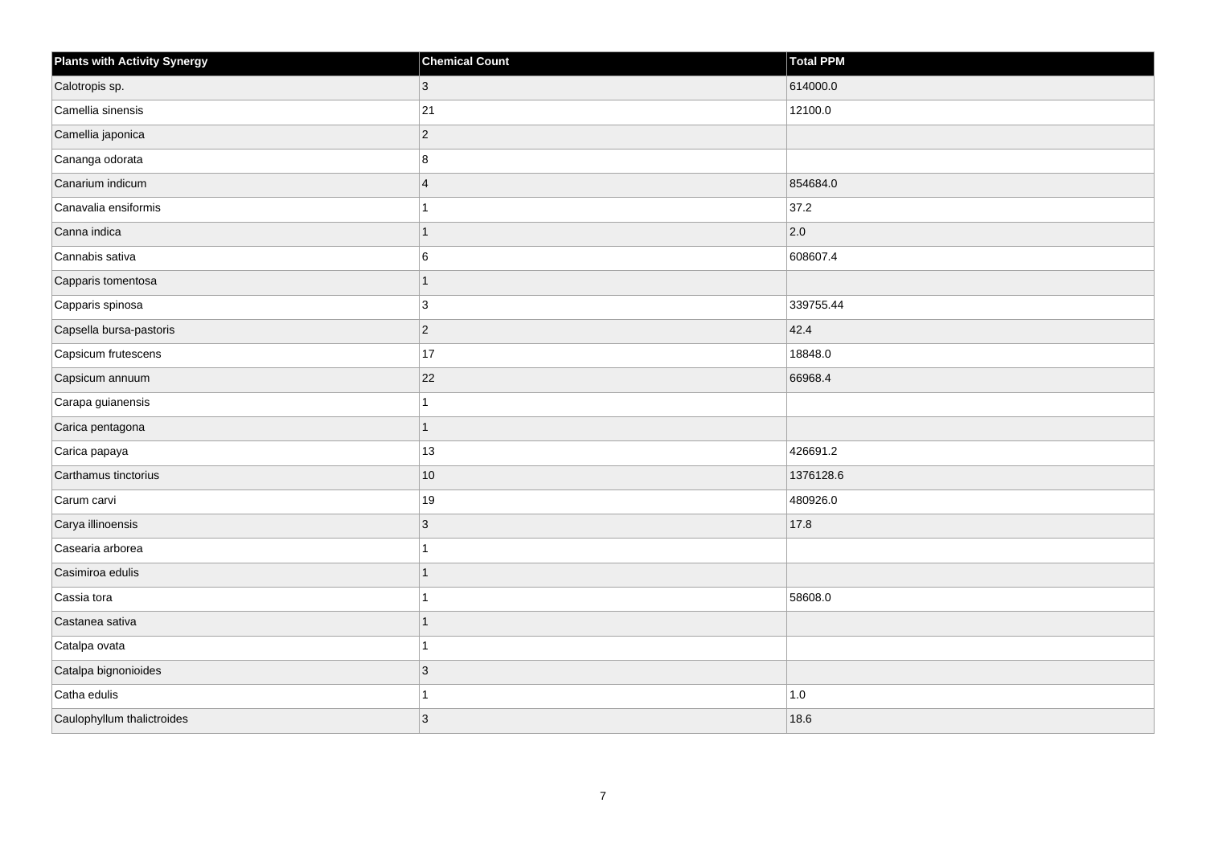| Plants with Activity Synergy | Chemical Count | Total PPM |
| --- | --- | --- |
| Calotropis sp. | 3 | 614000.0 |
| Camellia sinensis | 21 | 12100.0 |
| Camellia japonica | 2 | |
| Cananga odorata | 8 | |
| Canarium indicum | 4 | 854684.0 |
| Canavalia ensiformis | 1 | 37.2 |
| Canna indica | 1 | 2.0 |
| Cannabis sativa | 6 | 608607.4 |
| Capparis tomentosa | 1 | |
| Capparis spinosa | 3 | 339755.44 |
| Capsella bursa-pastoris | 2 | 42.4 |
| Capsicum frutescens | 17 | 18848.0 |
| Capsicum annuum | 22 | 66968.4 |
| Carapa guianensis | 1 | |
| Carica pentagona | 1 | |
| Carica papaya | 13 | 426691.2 |
| Carthamus tinctorius | 10 | 1376128.6 |
| Carum carvi | 19 | 480926.0 |
| Carya illinoensis | 3 | 17.8 |
| Casearia arborea | 1 | |
| Casimiroa edulis | 1 | |
| Cassia tora | 1 | 58608.0 |
| Castanea sativa | 1 | |
| Catalpa ovata | 1 | |
| Catalpa bignonioides | 3 | |
| Catha edulis | 1 | 1.0 |
| Caulophyllum thalictroides | 3 | 18.6 |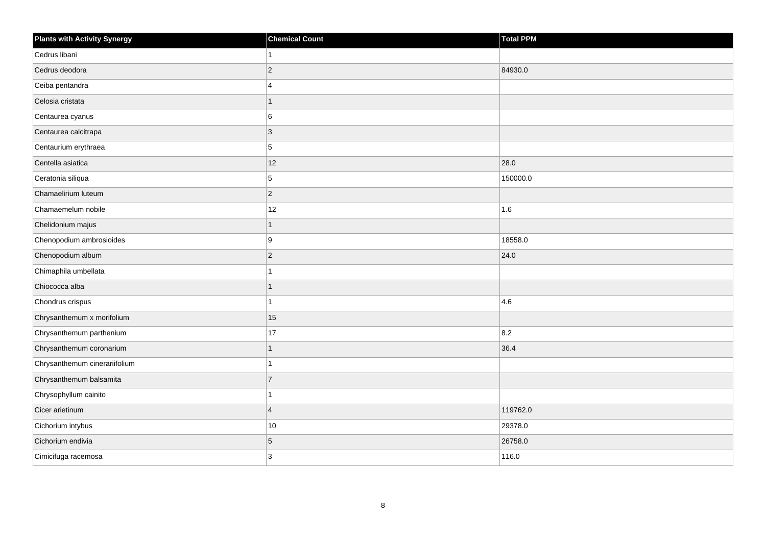| Plants with Activity Synergy | Chemical Count | Total PPM |
|---|---|---|
| Cedrus libani | 1 | |
| Cedrus deodora | 2 | 84930.0 |
| Ceiba pentandra | 4 | |
| Celosia cristata | 1 | |
| Centaurea cyanus | 6 | |
| Centaurea calcitrapa | 3 | |
| Centaurium erythraea | 5 | |
| Centella asiatica | 12 | 28.0 |
| Ceratonia siliqua | 5 | 150000.0 |
| Chamaelirium luteum | 2 | |
| Chamaemelum nobile | 12 | 1.6 |
| Chelidonium majus | 1 | |
| Chenopodium ambrosioides | 9 | 18558.0 |
| Chenopodium album | 2 | 24.0 |
| Chimaphila umbellata | 1 | |
| Chiococca alba | 1 | |
| Chondrus crispus | 1 | 4.6 |
| Chrysanthemum x morifolium | 15 | |
| Chrysanthemum parthenium | 17 | 8.2 |
| Chrysanthemum coronarium | 1 | 36.4 |
| Chrysanthemum cinerariifolium | 1 | |
| Chrysanthemum balsamita | 7 | |
| Chrysophyllum cainito | 1 | |
| Cicer arietinum | 4 | 119762.0 |
| Cichorium intybus | 10 | 29378.0 |
| Cichorium endivia | 5 | 26758.0 |
| Cimicifuga racemosa | 3 | 116.0 |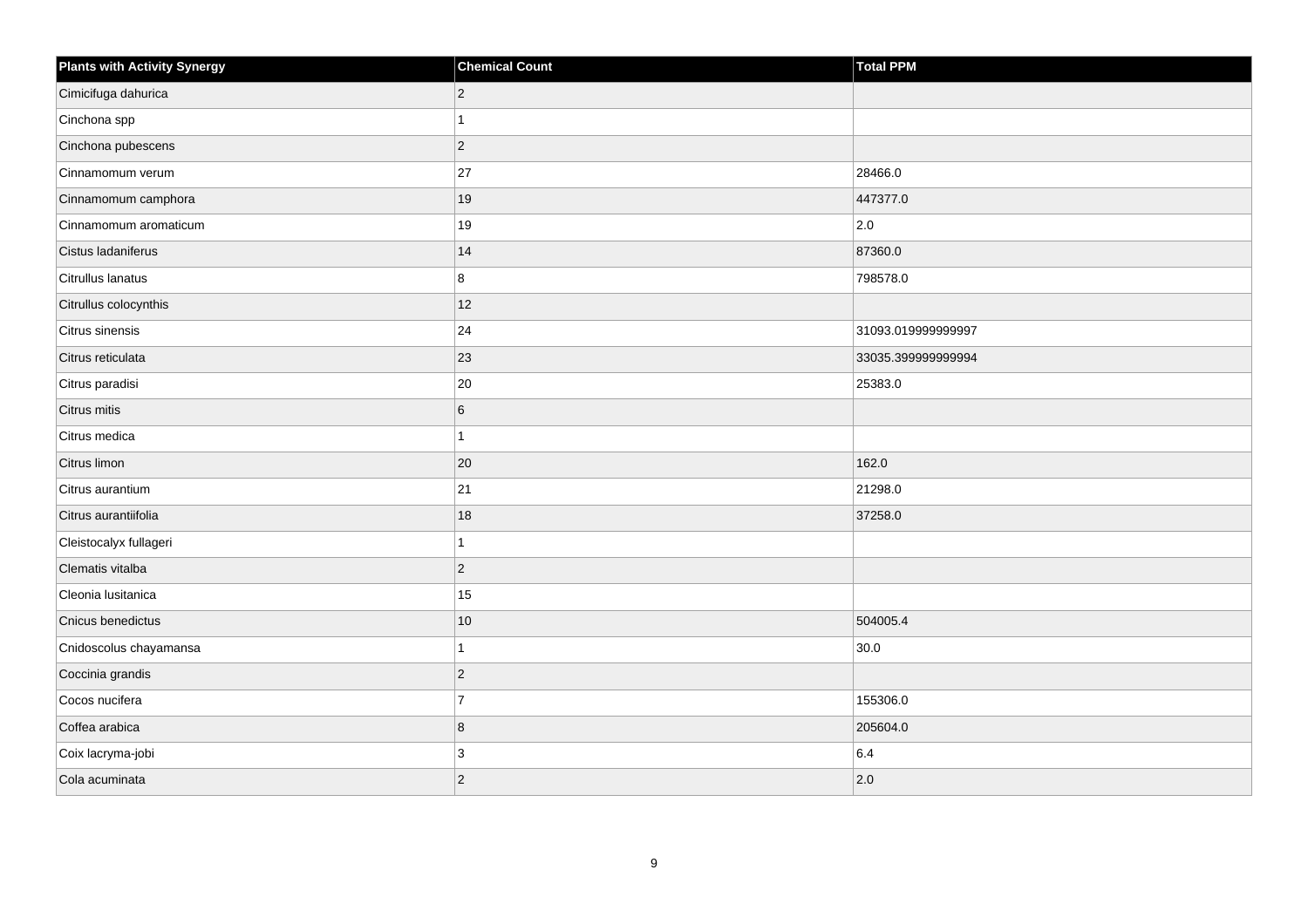| Plants with Activity Synergy | Chemical Count | Total PPM |
|---|---|---|
| Cimicifuga dahurica | 2 | |
| Cinchona spp | 1 | |
| Cinchona pubescens | 2 | |
| Cinnamomum verum | 27 | 28466.0 |
| Cinnamomum camphora | 19 | 447377.0 |
| Cinnamomum aromaticum | 19 | 2.0 |
| Cistus ladaniferus | 14 | 87360.0 |
| Citrullus lanatus | 8 | 798578.0 |
| Citrullus colocynthis | 12 | |
| Citrus sinensis | 24 | 31093.019999999997 |
| Citrus reticulata | 23 | 33035.399999999994 |
| Citrus paradisi | 20 | 25383.0 |
| Citrus mitis | 6 | |
| Citrus medica | 1 | |
| Citrus limon | 20 | 162.0 |
| Citrus aurantium | 21 | 21298.0 |
| Citrus aurantiifolia | 18 | 37258.0 |
| Cleistocalyx fullageri | 1 | |
| Clematis vitalba | 2 | |
| Cleonia lusitanica | 15 | |
| Cnicus benedictus | 10 | 504005.4 |
| Cnidoscolus chayamansa | 1 | 30.0 |
| Coccinia grandis | 2 | |
| Cocos nucifera | 7 | 155306.0 |
| Coffea arabica | 8 | 205604.0 |
| Coix lacryma-jobi | 3 | 6.4 |
| Cola acuminata | 2 | 2.0 |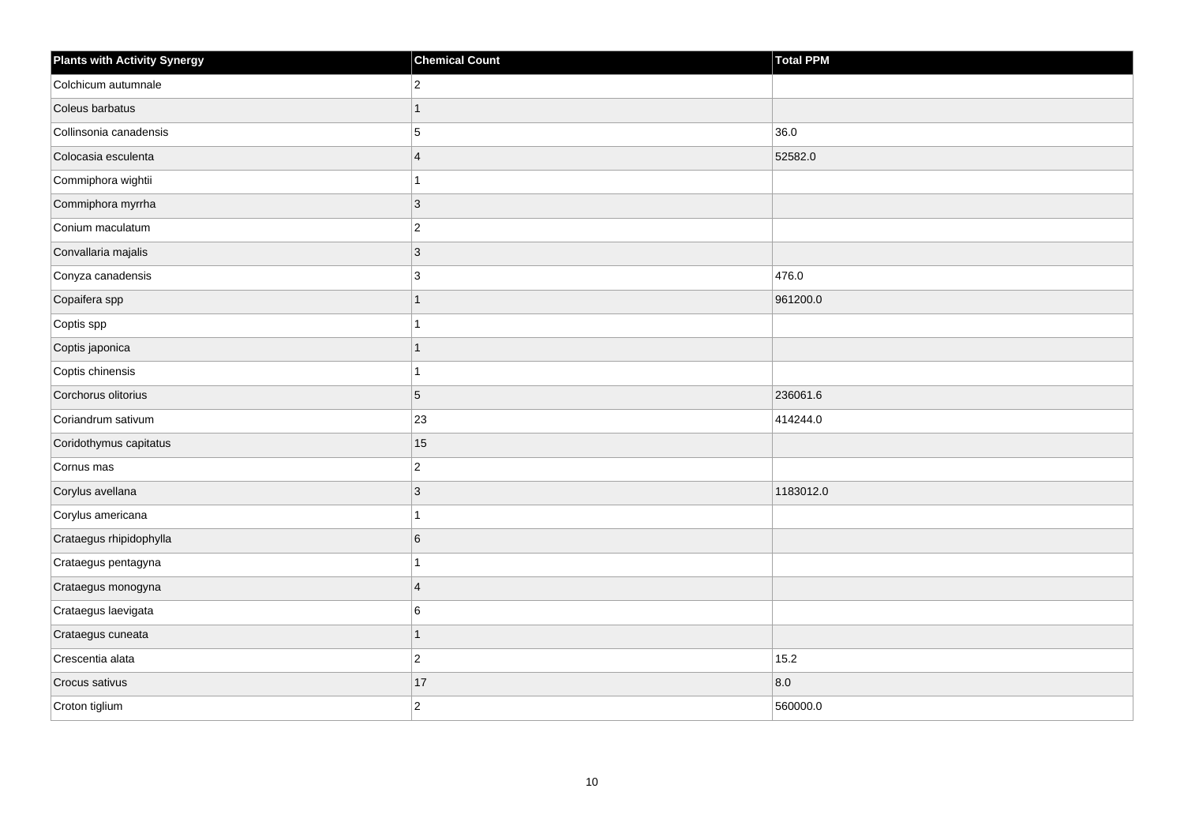| Plants with Activity Synergy | Chemical Count | Total PPM |
| --- | --- | --- |
| Colchicum autumnale | 2 | |
| Coleus barbatus | 1 | |
| Collinsonia canadensis | 5 | 36.0 |
| Colocasia esculenta | 4 | 52582.0 |
| Commiphora wightii | 1 | |
| Commiphora myrrha | 3 | |
| Conium maculatum | 2 | |
| Convallaria majalis | 3 | |
| Conyza canadensis | 3 | 476.0 |
| Copaifera spp | 1 | 961200.0 |
| Coptis spp | 1 | |
| Coptis japonica | 1 | |
| Coptis chinensis | 1 | |
| Corchorus olitorius | 5 | 236061.6 |
| Coriandrum sativum | 23 | 414244.0 |
| Coridothymus capitatus | 15 | |
| Cornus mas | 2 | |
| Corylus avellana | 3 | 1183012.0 |
| Corylus americana | 1 | |
| Crataegus rhipidophylla | 6 | |
| Crataegus pentagyna | 1 | |
| Crataegus monogyna | 4 | |
| Crataegus laevigata | 6 | |
| Crataegus cuneata | 1 | |
| Crescentia alata | 2 | 15.2 |
| Crocus sativus | 17 | 8.0 |
| Croton tiglium | 2 | 560000.0 |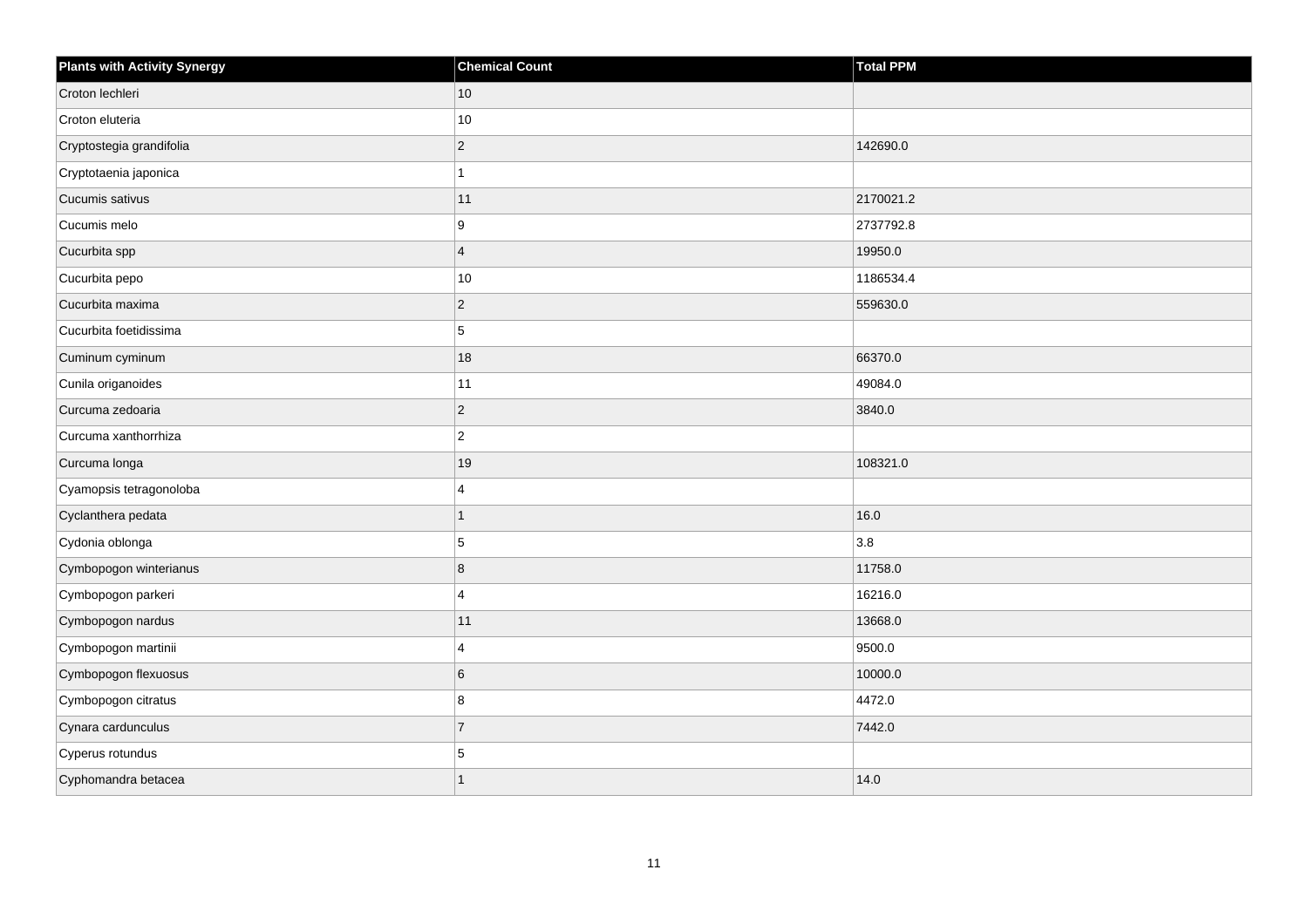| Plants with Activity Synergy | Chemical Count | Total PPM |
| --- | --- | --- |
| Croton lechleri | 10 | |
| Croton eluteria | 10 | |
| Cryptostegia grandifolia | 2 | 142690.0 |
| Cryptotaenia japonica | 1 | |
| Cucumis sativus | 11 | 2170021.2 |
| Cucumis melo | 9 | 2737792.8 |
| Cucurbita spp | 4 | 19950.0 |
| Cucurbita pepo | 10 | 1186534.4 |
| Cucurbita maxima | 2 | 559630.0 |
| Cucurbita foetidissima | 5 | |
| Cuminum cyminum | 18 | 66370.0 |
| Cunila origanoides | 11 | 49084.0 |
| Curcuma zedoaria | 2 | 3840.0 |
| Curcuma xanthorrhiza | 2 | |
| Curcuma longa | 19 | 108321.0 |
| Cyamopsis tetragonoloba | 4 | |
| Cyclanthera pedata | 1 | 16.0 |
| Cydonia oblonga | 5 | 3.8 |
| Cymbopogon winterianus | 8 | 11758.0 |
| Cymbopogon parkeri | 4 | 16216.0 |
| Cymbopogon nardus | 11 | 13668.0 |
| Cymbopogon martinii | 4 | 9500.0 |
| Cymbopogon flexuosus | 6 | 10000.0 |
| Cymbopogon citratus | 8 | 4472.0 |
| Cynara cardunculus | 7 | 7442.0 |
| Cyperus rotundus | 5 | |
| Cyphomandra betacea | 1 | 14.0 |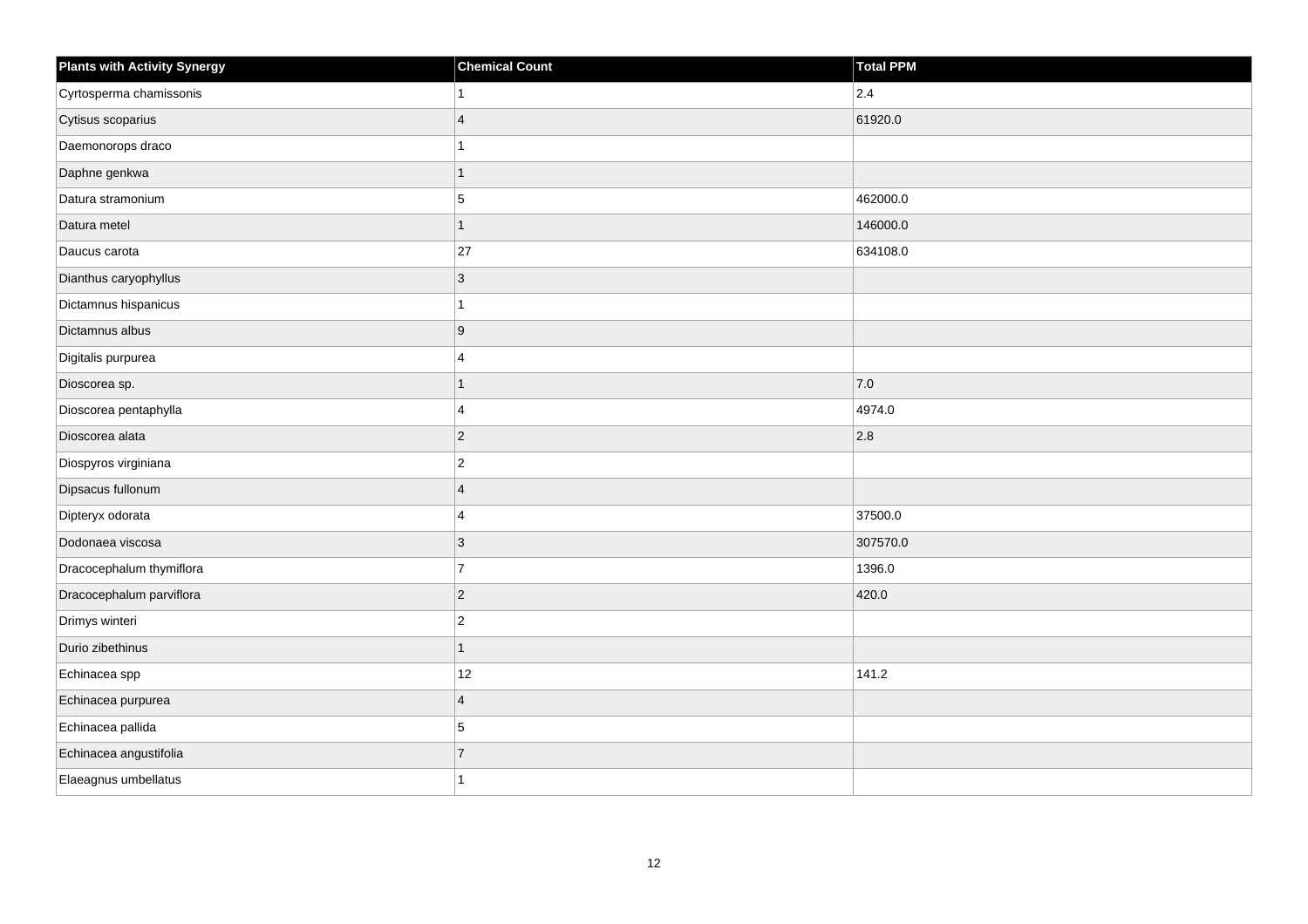| Plants with Activity Synergy | Chemical Count | Total PPM |
| --- | --- | --- |
| Cyrtosperma chamissonis | 1 | 2.4 |
| Cytisus scoparius | 4 | 61920.0 |
| Daemonorops draco | 1 | |
| Daphne genkwa | 1 | |
| Datura stramonium | 5 | 462000.0 |
| Datura metel | 1 | 146000.0 |
| Daucus carota | 27 | 634108.0 |
| Dianthus caryophyllus | 3 | |
| Dictamnus hispanicus | 1 | |
| Dictamnus albus | 9 | |
| Digitalis purpurea | 4 | |
| Dioscorea sp. | 1 | 7.0 |
| Dioscorea pentaphylla | 4 | 4974.0 |
| Dioscorea alata | 2 | 2.8 |
| Diospyros virginiana | 2 | |
| Dipsacus fullonum | 4 | |
| Dipteryx odorata | 4 | 37500.0 |
| Dodonaea viscosa | 3 | 307570.0 |
| Dracocephalum thymiflora | 7 | 1396.0 |
| Dracocephalum parviflora | 2 | 420.0 |
| Drimys winteri | 2 | |
| Durio zibethinus | 1 | |
| Echinacea spp | 12 | 141.2 |
| Echinacea purpurea | 4 | |
| Echinacea pallida | 5 | |
| Echinacea angustifolia | 7 | |
| Elaeagnus umbellatus | 1 | |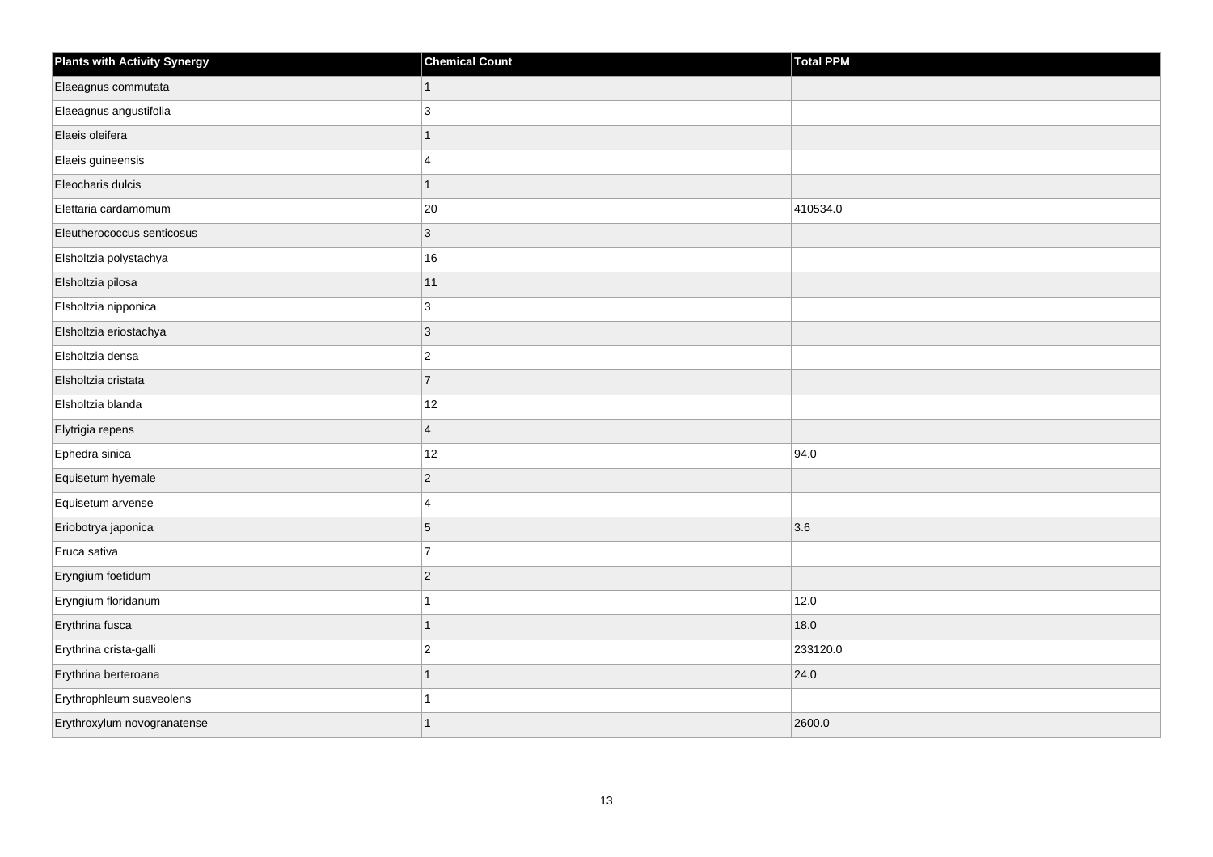| Plants with Activity Synergy | Chemical Count | Total PPM |
| --- | --- | --- |
| Elaeagnus commutata | 1 | |
| Elaeagnus angustifolia | 3 | |
| Elaeis oleifera | 1 | |
| Elaeis guineensis | 4 | |
| Eleocharis dulcis | 1 | |
| Elettaria cardamomum | 20 | 410534.0 |
| Eleutherococcus senticosus | 3 | |
| Elsholtzia polystachya | 16 | |
| Elsholtzia pilosa | 11 | |
| Elsholtzia nipponica | 3 | |
| Elsholtzia eriostachya | 3 | |
| Elsholtzia densa | 2 | |
| Elsholtzia cristata | 7 | |
| Elsholtzia blanda | 12 | |
| Elytrigia repens | 4 | |
| Ephedra sinica | 12 | 94.0 |
| Equisetum hyemale | 2 | |
| Equisetum arvense | 4 | |
| Eriobotrya japonica | 5 | 3.6 |
| Eruca sativa | 7 | |
| Eryngium foetidum | 2 | |
| Eryngium floridanum | 1 | 12.0 |
| Erythrina fusca | 1 | 18.0 |
| Erythrina crista-galli | 2 | 233120.0 |
| Erythrina berteroana | 1 | 24.0 |
| Erythrophleum suaveolens | 1 | |
| Erythroxylum novogranatense | 1 | 2600.0 |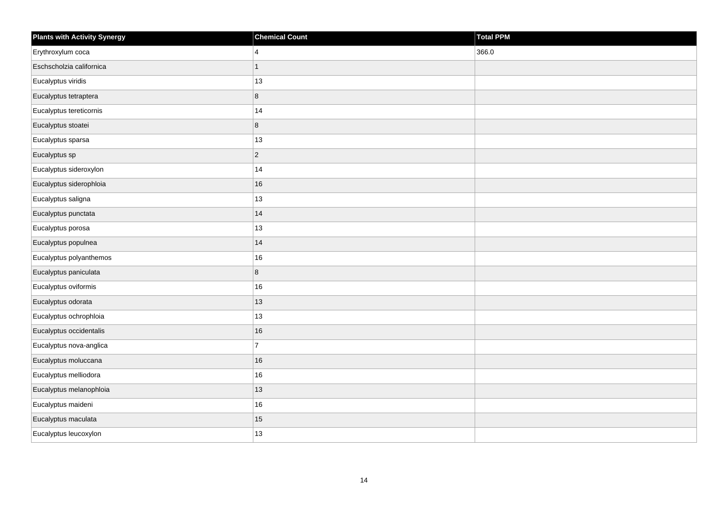| Plants with Activity Synergy | Chemical Count | Total PPM |
| --- | --- | --- |
| Erythroxylum coca | 4 | 366.0 |
| Eschscholzia californica | 1 | |
| Eucalyptus viridis | 13 | |
| Eucalyptus tetraptera | 8 | |
| Eucalyptus tereticornis | 14 | |
| Eucalyptus stoatei | 8 | |
| Eucalyptus sparsa | 13 | |
| Eucalyptus sp | 2 | |
| Eucalyptus sideroxylon | 14 | |
| Eucalyptus siderophloia | 16 | |
| Eucalyptus saligna | 13 | |
| Eucalyptus punctata | 14 | |
| Eucalyptus porosa | 13 | |
| Eucalyptus populnea | 14 | |
| Eucalyptus polyanthemos | 16 | |
| Eucalyptus paniculata | 8 | |
| Eucalyptus oviformis | 16 | |
| Eucalyptus odorata | 13 | |
| Eucalyptus ochrophloia | 13 | |
| Eucalyptus occidentalis | 16 | |
| Eucalyptus nova-anglica | 7 | |
| Eucalyptus moluccana | 16 | |
| Eucalyptus melliodora | 16 | |
| Eucalyptus melanophloia | 13 | |
| Eucalyptus maideni | 16 | |
| Eucalyptus maculata | 15 | |
| Eucalyptus leucoxylon | 13 | |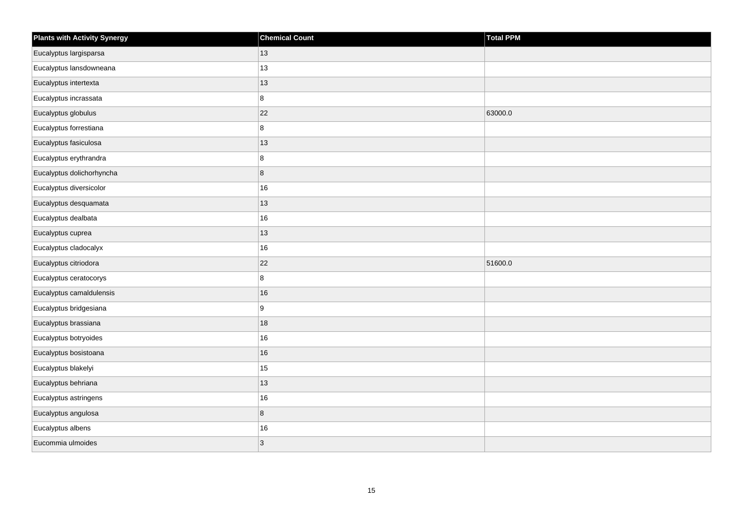| Plants with Activity Synergy | Chemical Count | Total PPM |
| --- | --- | --- |
| Eucalyptus largisparsa | 13 | |
| Eucalyptus lansdowneana | 13 | |
| Eucalyptus intertexta | 13 | |
| Eucalyptus incrassata | 8 | |
| Eucalyptus globulus | 22 | 63000.0 |
| Eucalyptus forrestiana | 8 | |
| Eucalyptus fasiculosa | 13 | |
| Eucalyptus erythrandra | 8 | |
| Eucalyptus dolichorhyncha | 8 | |
| Eucalyptus diversicolor | 16 | |
| Eucalyptus desquamata | 13 | |
| Eucalyptus dealbata | 16 | |
| Eucalyptus cuprea | 13 | |
| Eucalyptus cladocalyx | 16 | |
| Eucalyptus citriodora | 22 | 51600.0 |
| Eucalyptus ceratocorys | 8 | |
| Eucalyptus camaldulensis | 16 | |
| Eucalyptus bridgesiana | 9 | |
| Eucalyptus brassiana | 18 | |
| Eucalyptus botryoides | 16 | |
| Eucalyptus bosistoana | 16 | |
| Eucalyptus blakelyi | 15 | |
| Eucalyptus behriana | 13 | |
| Eucalyptus astringens | 16 | |
| Eucalyptus angulosa | 8 | |
| Eucalyptus albens | 16 | |
| Eucommia ulmoides | 3 | |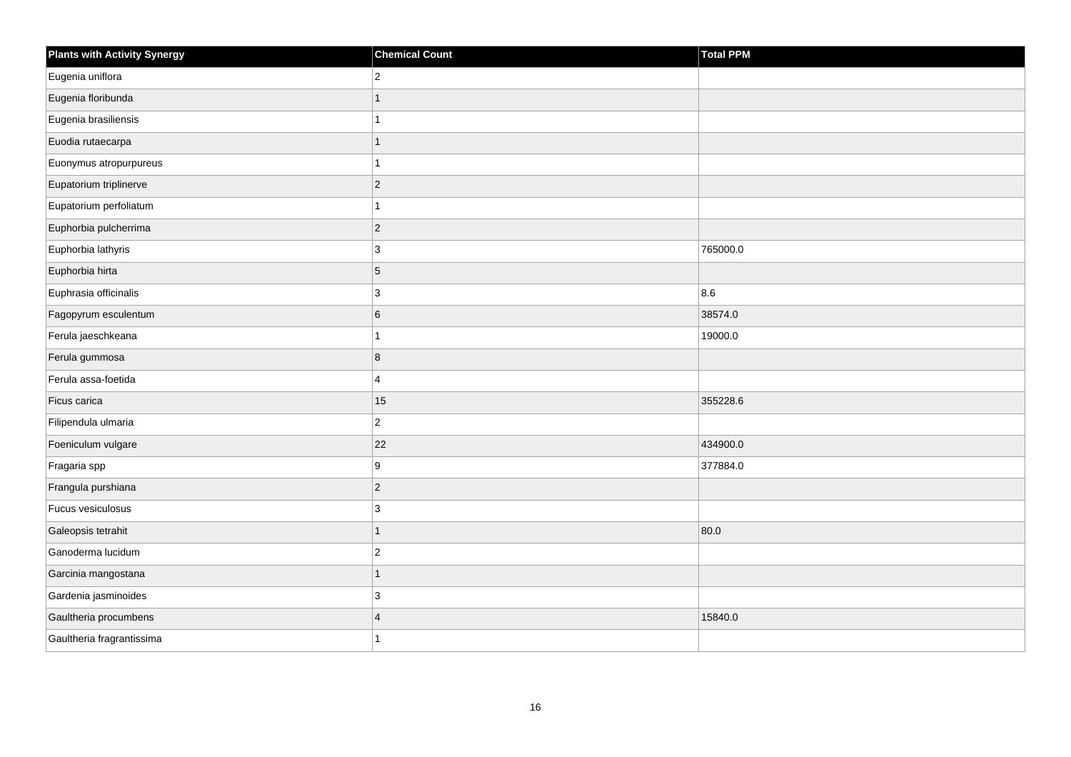| Plants with Activity Synergy | Chemical Count | Total PPM |
| --- | --- | --- |
| Eugenia uniflora | 2 | |
| Eugenia floribunda | 1 | |
| Eugenia brasiliensis | 1 | |
| Euodia rutaecarpa | 1 | |
| Euonymus atropurpureus | 1 | |
| Eupatorium triplinerve | 2 | |
| Eupatorium perfoliatum | 1 | |
| Euphorbia pulcherrima | 2 | |
| Euphorbia lathyris | 3 | 765000.0 |
| Euphorbia hirta | 5 | |
| Euphrasia officinalis | 3 | 8.6 |
| Fagopyrum esculentum | 6 | 38574.0 |
| Ferula jaeschkeana | 1 | 19000.0 |
| Ferula gummosa | 8 | |
| Ferula assa-foetida | 4 | |
| Ficus carica | 15 | 355228.6 |
| Filipendula ulmaria | 2 | |
| Foeniculum vulgare | 22 | 434900.0 |
| Fragaria spp | 9 | 377884.0 |
| Frangula purshiana | 2 | |
| Fucus vesiculosus | 3 | |
| Galeopsis tetrahit | 1 | 80.0 |
| Ganoderma lucidum | 2 | |
| Garcinia mangostana | 1 | |
| Gardenia jasminoides | 3 | |
| Gaultheria procumbens | 4 | 15840.0 |
| Gaultheria fragrantissima | 1 | |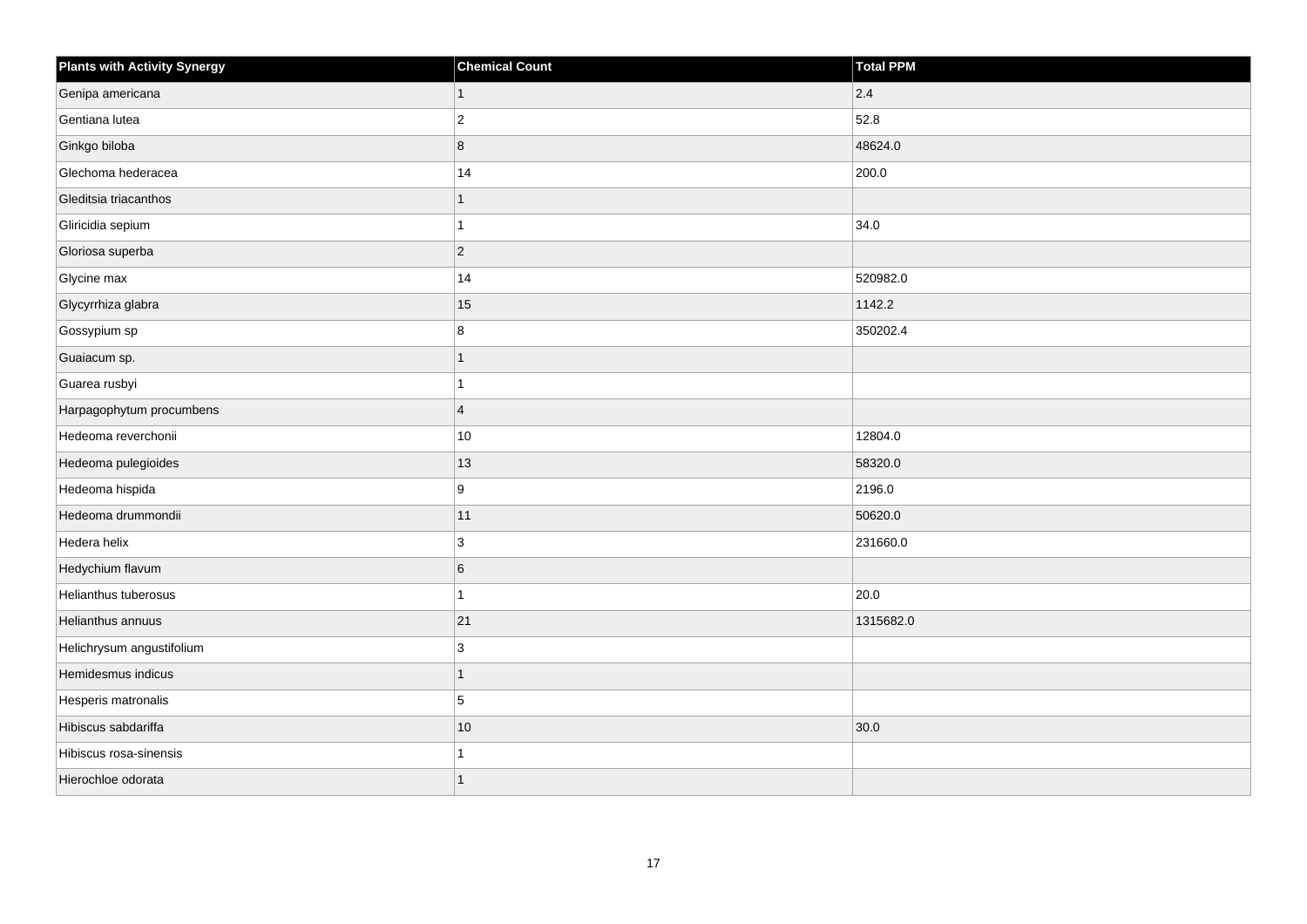| Plants with Activity Synergy | Chemical Count | Total PPM |
| --- | --- | --- |
| Genipa americana | 1 | 2.4 |
| Gentiana lutea | 2 | 52.8 |
| Ginkgo biloba | 8 | 48624.0 |
| Glechoma hederacea | 14 | 200.0 |
| Gleditsia triacanthos | 1 | |
| Gliricidia sepium | 1 | 34.0 |
| Gloriosa superba | 2 | |
| Glycine max | 14 | 520982.0 |
| Glycyrrhiza glabra | 15 | 1142.2 |
| Gossypium sp | 8 | 350202.4 |
| Guaiacum sp. | 1 | |
| Guarea rusbyi | 1 | |
| Harpagophytum procumbens | 4 | |
| Hedeoma reverchonii | 10 | 12804.0 |
| Hedeoma pulegioides | 13 | 58320.0 |
| Hedeoma hispida | 9 | 2196.0 |
| Hedeoma drummondii | 11 | 50620.0 |
| Hedera helix | 3 | 231660.0 |
| Hedychium flavum | 6 | |
| Helianthus tuberosus | 1 | 20.0 |
| Helianthus annuus | 21 | 1315682.0 |
| Helichrysum angustifolium | 3 | |
| Hemidesmus indicus | 1 | |
| Hesperis matronalis | 5 | |
| Hibiscus sabdariffa | 10 | 30.0 |
| Hibiscus rosa-sinensis | 1 | |
| Hierochloe odorata | 1 | |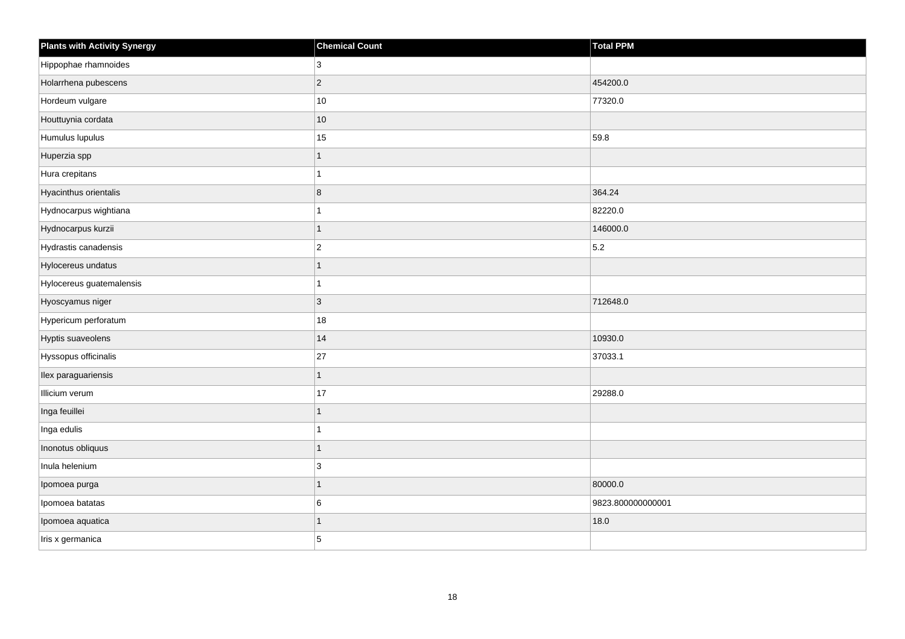| Plants with Activity Synergy | Chemical Count | Total PPM |
| --- | --- | --- |
| Hippophae rhamnoides | 3 | |
| Holarrhena pubescens | 2 | 454200.0 |
| Hordeum vulgare | 10 | 77320.0 |
| Houttuynia cordata | 10 | |
| Humulus lupulus | 15 | 59.8 |
| Huperzia spp | 1 | |
| Hura crepitans | 1 | |
| Hyacinthus orientalis | 8 | 364.24 |
| Hydnocarpus wightiana | 1 | 82220.0 |
| Hydnocarpus kurzii | 1 | 146000.0 |
| Hydrastis canadensis | 2 | 5.2 |
| Hylocereus undatus | 1 | |
| Hylocereus guatemalensis | 1 | |
| Hyoscyamus niger | 3 | 712648.0 |
| Hypericum perforatum | 18 | |
| Hyptis suaveolens | 14 | 10930.0 |
| Hyssopus officinalis | 27 | 37033.1 |
| Ilex paraguariensis | 1 | |
| Illicium verum | 17 | 29288.0 |
| Inga feuillei | 1 | |
| Inga edulis | 1 | |
| Inonotus obliquus | 1 | |
| Inula helenium | 3 | |
| Ipomoea purga | 1 | 80000.0 |
| Ipomoea batatas | 6 | 9823.800000000001 |
| Ipomoea aquatica | 1 | 18.0 |
| Iris x germanica | 5 | |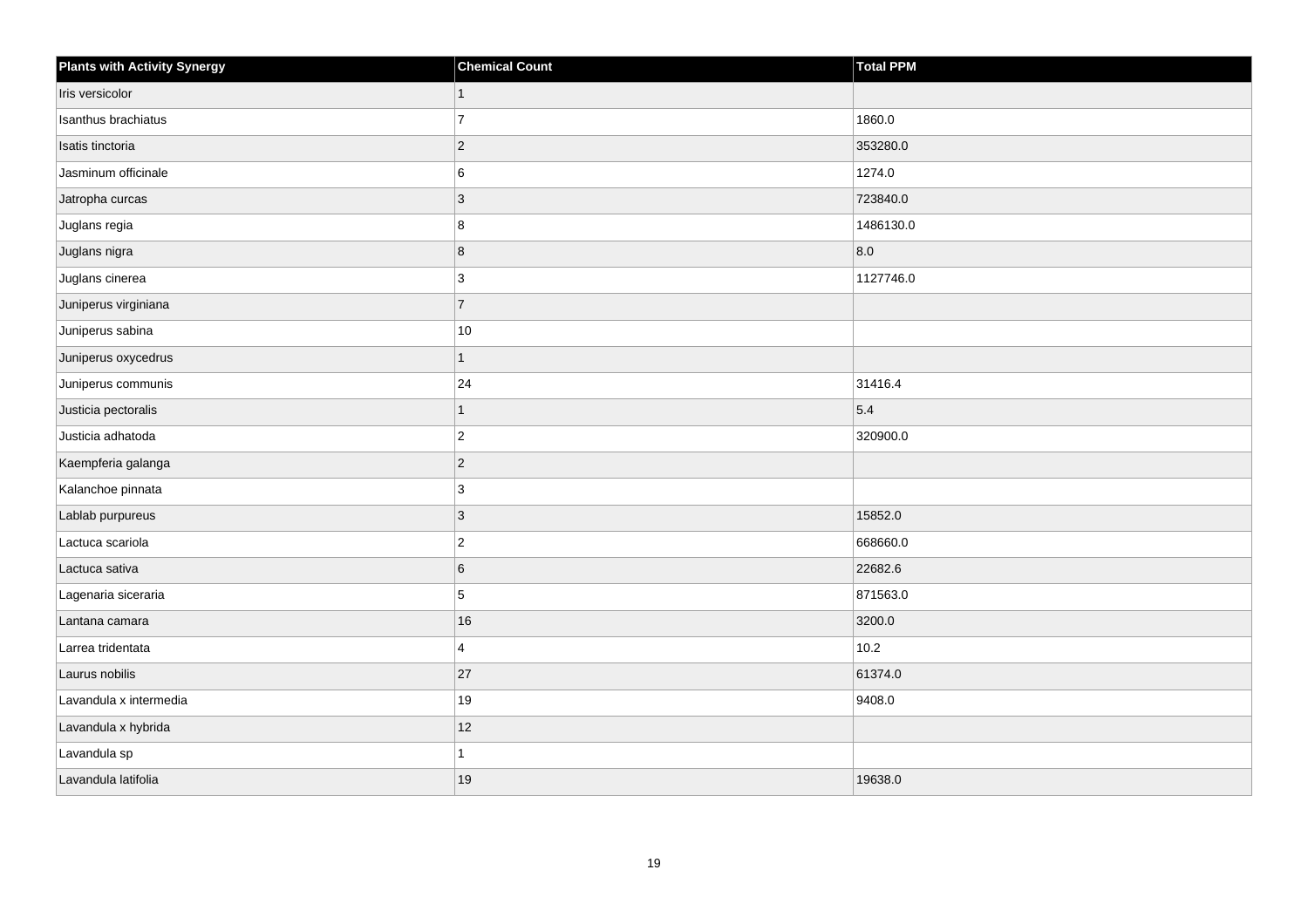| Plants with Activity Synergy | Chemical Count | Total PPM |
| --- | --- | --- |
| Iris versicolor | 1 | |
| Isanthus brachiatus | 7 | 1860.0 |
| Isatis tinctoria | 2 | 353280.0 |
| Jasminum officinale | 6 | 1274.0 |
| Jatropha curcas | 3 | 723840.0 |
| Juglans regia | 8 | 1486130.0 |
| Juglans nigra | 8 | 8.0 |
| Juglans cinerea | 3 | 1127746.0 |
| Juniperus virginiana | 7 | |
| Juniperus sabina | 10 | |
| Juniperus oxycedrus | 1 | |
| Juniperus communis | 24 | 31416.4 |
| Justicia pectoralis | 1 | 5.4 |
| Justicia adhatoda | 2 | 320900.0 |
| Kaempferia galanga | 2 | |
| Kalanchoe pinnata | 3 | |
| Lablab purpureus | 3 | 15852.0 |
| Lactuca scariola | 2 | 668660.0 |
| Lactuca sativa | 6 | 22682.6 |
| Lagenaria siceraria | 5 | 871563.0 |
| Lantana camara | 16 | 3200.0 |
| Larrea tridentata | 4 | 10.2 |
| Laurus nobilis | 27 | 61374.0 |
| Lavandula x intermedia | 19 | 9408.0 |
| Lavandula x hybrida | 12 | |
| Lavandula sp | 1 | |
| Lavandula latifolia | 19 | 19638.0 |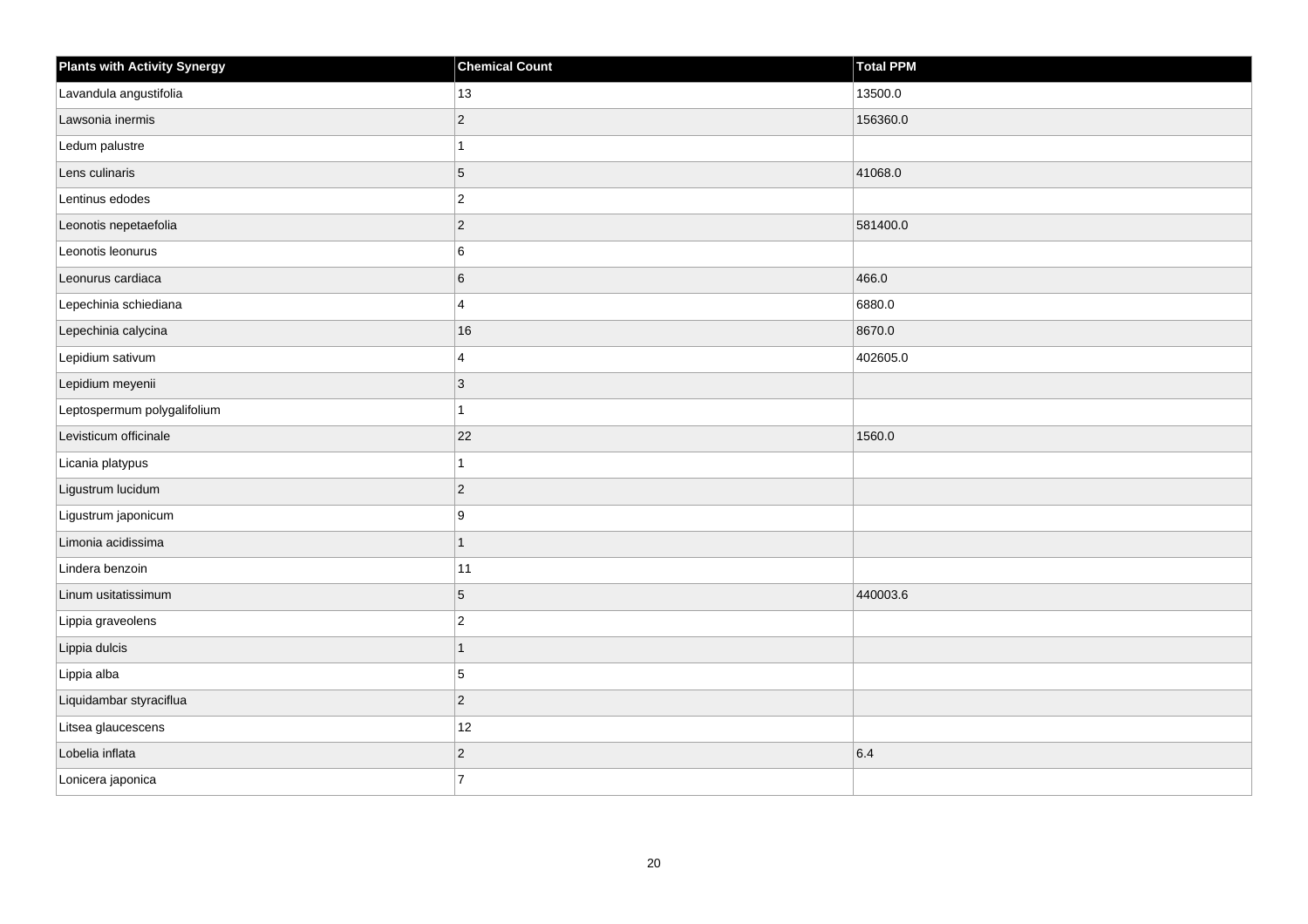| Plants with Activity Synergy | Chemical Count | Total PPM |
|---|---|---|
| Lavandula angustifolia | 13 | 13500.0 |
| Lawsonia inermis | 2 | 156360.0 |
| Ledum palustre | 1 | |
| Lens culinaris | 5 | 41068.0 |
| Lentinus edodes | 2 | |
| Leonotis nepetaefolia | 2 | 581400.0 |
| Leonotis leonurus | 6 | |
| Leonurus cardiaca | 6 | 466.0 |
| Lepechinia schiediana | 4 | 6880.0 |
| Lepechinia calycina | 16 | 8670.0 |
| Lepidium sativum | 4 | 402605.0 |
| Lepidium meyenii | 3 | |
| Leptospermum polygalifolium | 1 | |
| Levisticum officinale | 22 | 1560.0 |
| Licania platypus | 1 | |
| Ligustrum lucidum | 2 | |
| Ligustrum japonicum | 9 | |
| Limonia acidissima | 1 | |
| Lindera benzoin | 11 | |
| Linum usitatissimum | 5 | 440003.6 |
| Lippia graveolens | 2 | |
| Lippia dulcis | 1 | |
| Lippia alba | 5 | |
| Liquidambar styraciflua | 2 | |
| Litsea glaucescens | 12 | |
| Lobelia inflata | 2 | 6.4 |
| Lonicera japonica | 7 | |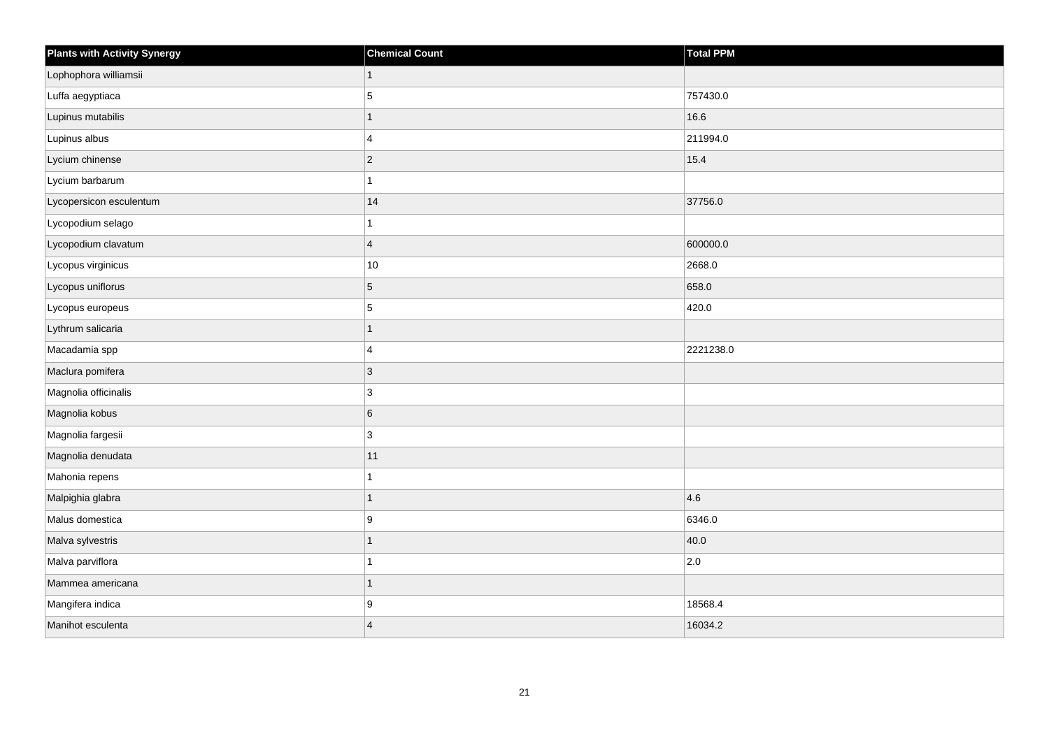| Plants with Activity Synergy | Chemical Count | Total PPM |
| --- | --- | --- |
| Lophophora williamsii | 1 | |
| Luffa aegyptiaca | 5 | 757430.0 |
| Lupinus mutabilis | 1 | 16.6 |
| Lupinus albus | 4 | 211994.0 |
| Lycium chinense | 2 | 15.4 |
| Lycium barbarum | 1 | |
| Lycopersicon esculentum | 14 | 37756.0 |
| Lycopodium selago | 1 | |
| Lycopodium clavatum | 4 | 600000.0 |
| Lycopus virginicus | 10 | 2668.0 |
| Lycopus uniflorus | 5 | 658.0 |
| Lycopus europeus | 5 | 420.0 |
| Lythrum salicaria | 1 | |
| Macadamia spp | 4 | 2221238.0 |
| Maclura pomifera | 3 | |
| Magnolia officinalis | 3 | |
| Magnolia kobus | 6 | |
| Magnolia fargesii | 3 | |
| Magnolia denudata | 11 | |
| Mahonia repens | 1 | |
| Malpighia glabra | 1 | 4.6 |
| Malus domestica | 9 | 6346.0 |
| Malva sylvestris | 1 | 40.0 |
| Malva parviflora | 1 | 2.0 |
| Mammea americana | 1 | |
| Mangifera indica | 9 | 18568.4 |
| Manihot esculenta | 4 | 16034.2 |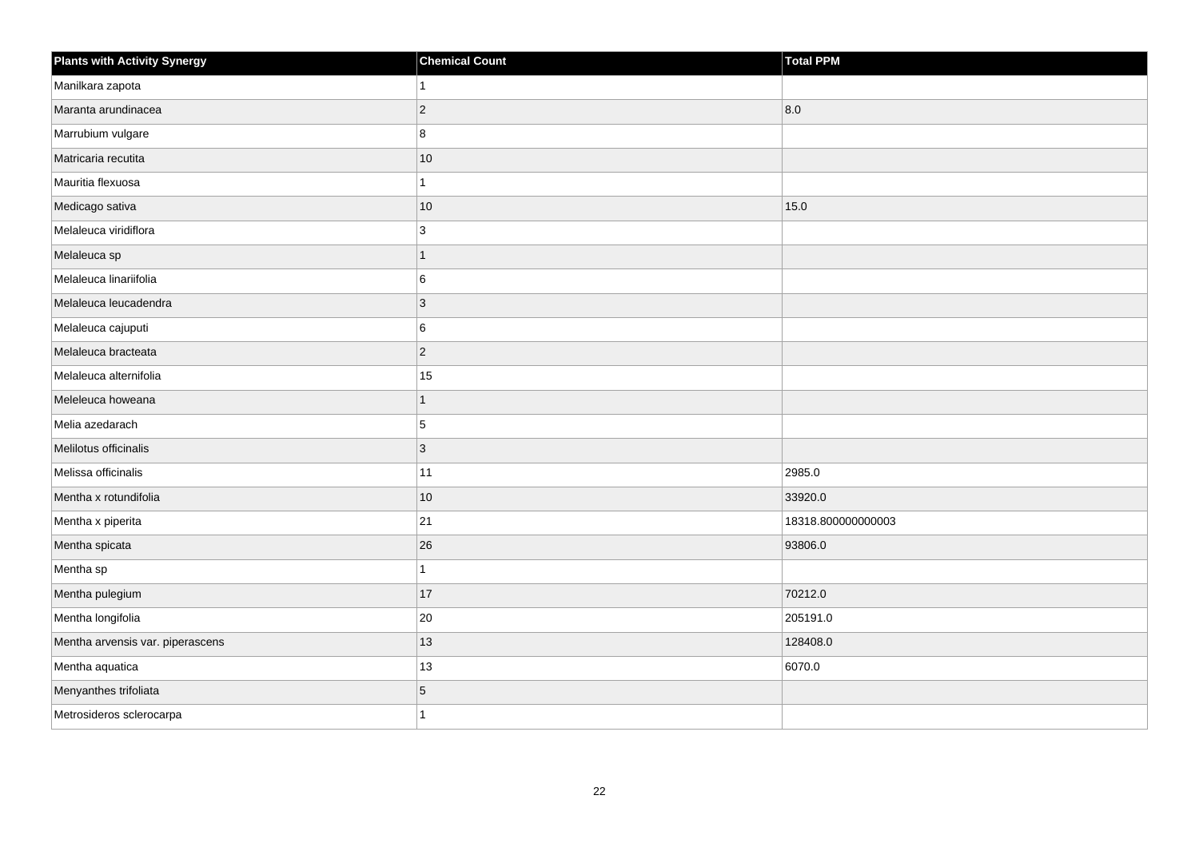| Plants with Activity Synergy | Chemical Count | Total PPM |
| --- | --- | --- |
| Manilkara zapota | 1 | |
| Maranta arundinacea | 2 | 8.0 |
| Marrubium vulgare | 8 | |
| Matricaria recutita | 10 | |
| Mauritia flexuosa | 1 | |
| Medicago sativa | 10 | 15.0 |
| Melaleuca viridiflora | 3 | |
| Melaleuca sp | 1 | |
| Melaleuca linariifolia | 6 | |
| Melaleuca leucadendra | 3 | |
| Melaleuca cajuputi | 6 | |
| Melaleuca bracteata | 2 | |
| Melaleuca alternifolia | 15 | |
| Meleleuca howeana | 1 | |
| Melia azedarach | 5 | |
| Melilotus officinalis | 3 | |
| Melissa officinalis | 11 | 2985.0 |
| Mentha x rotundifolia | 10 | 33920.0 |
| Mentha x piperita | 21 | 18318.800000000003 |
| Mentha spicata | 26 | 93806.0 |
| Mentha sp | 1 | |
| Mentha pulegium | 17 | 70212.0 |
| Mentha longifolia | 20 | 205191.0 |
| Mentha arvensis var. piperascens | 13 | 128408.0 |
| Mentha aquatica | 13 | 6070.0 |
| Menyanthes trifoliata | 5 | |
| Metrosideros sclerocarpa | 1 | |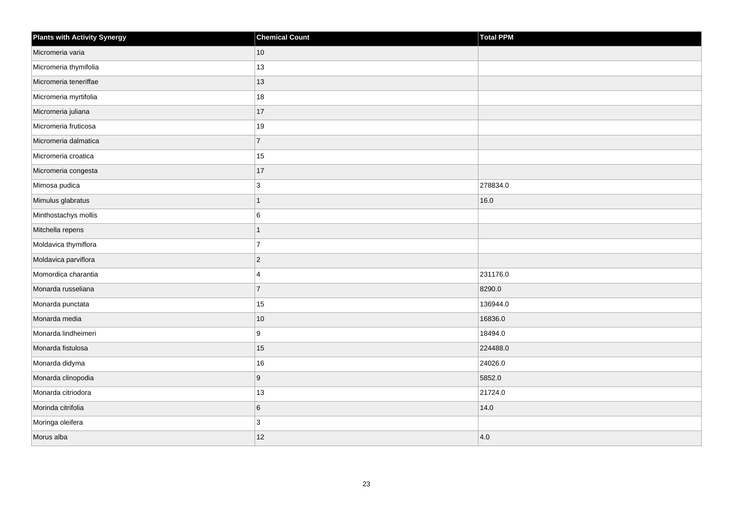| Plants with Activity Synergy | Chemical Count | Total PPM |
| --- | --- | --- |
| Micromeria varia | 10 | |
| Micromeria thymifolia | 13 | |
| Micromeria teneriffae | 13 | |
| Micromeria myrtifolia | 18 | |
| Micromeria juliana | 17 | |
| Micromeria fruticosa | 19 | |
| Micromeria dalmatica | 7 | |
| Micromeria croatica | 15 | |
| Micromeria congesta | 17 | |
| Mimosa pudica | 3 | 278834.0 |
| Mimulus glabratus | 1 | 16.0 |
| Minthostachys mollis | 6 | |
| Mitchella repens | 1 | |
| Moldavica thymiflora | 7 | |
| Moldavica parviflora | 2 | |
| Momordica charantia | 4 | 231176.0 |
| Monarda russeliana | 7 | 8290.0 |
| Monarda punctata | 15 | 136944.0 |
| Monarda media | 10 | 16836.0 |
| Monarda lindheimeri | 9 | 18494.0 |
| Monarda fistulosa | 15 | 224488.0 |
| Monarda didyma | 16 | 24026.0 |
| Monarda clinopodia | 9 | 5852.0 |
| Monarda citriodora | 13 | 21724.0 |
| Morinda citrifolia | 6 | 14.0 |
| Moringa oleifera | 3 | |
| Morus alba | 12 | 4.0 |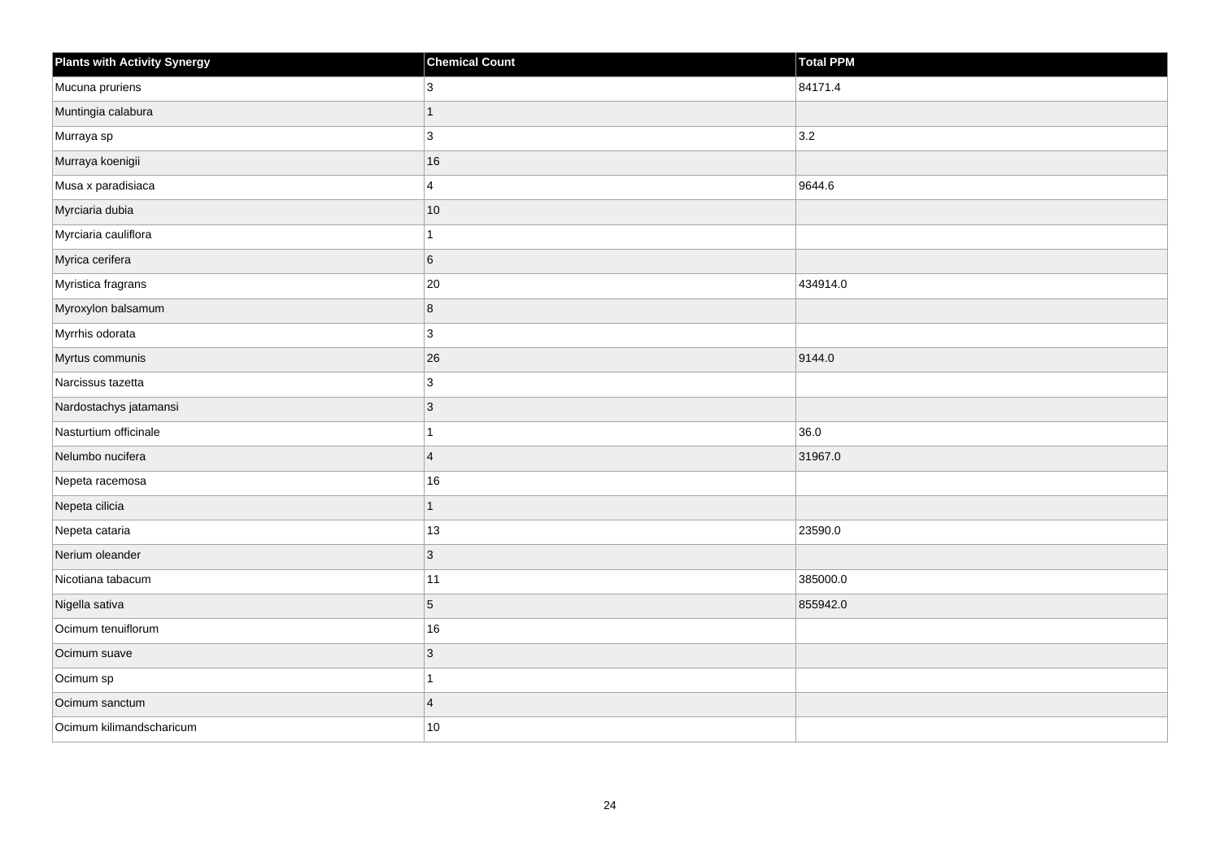| Plants with Activity Synergy | Chemical Count | Total PPM |
| --- | --- | --- |
| Mucuna pruriens | 3 | 84171.4 |
| Muntingia calabura | 1 | |
| Murraya sp | 3 | 3.2 |
| Murraya koenigii | 16 | |
| Musa x paradisiaca | 4 | 9644.6 |
| Myrciaria dubia | 10 | |
| Myrciaria cauliflora | 1 | |
| Myrica cerifera | 6 | |
| Myristica fragrans | 20 | 434914.0 |
| Myroxylon balsamum | 8 | |
| Myrrhis odorata | 3 | |
| Myrtus communis | 26 | 9144.0 |
| Narcissus tazetta | 3 | |
| Nardostachys jatamansi | 3 | |
| Nasturtium officinale | 1 | 36.0 |
| Nelumbo nucifera | 4 | 31967.0 |
| Nepeta racemosa | 16 | |
| Nepeta cilicia | 1 | |
| Nepeta cataria | 13 | 23590.0 |
| Nerium oleander | 3 | |
| Nicotiana tabacum | 11 | 385000.0 |
| Nigella sativa | 5 | 855942.0 |
| Ocimum tenuiflorum | 16 | |
| Ocimum suave | 3 | |
| Ocimum sp | 1 | |
| Ocimum sanctum | 4 | |
| Ocimum kilimandscharicum | 10 | |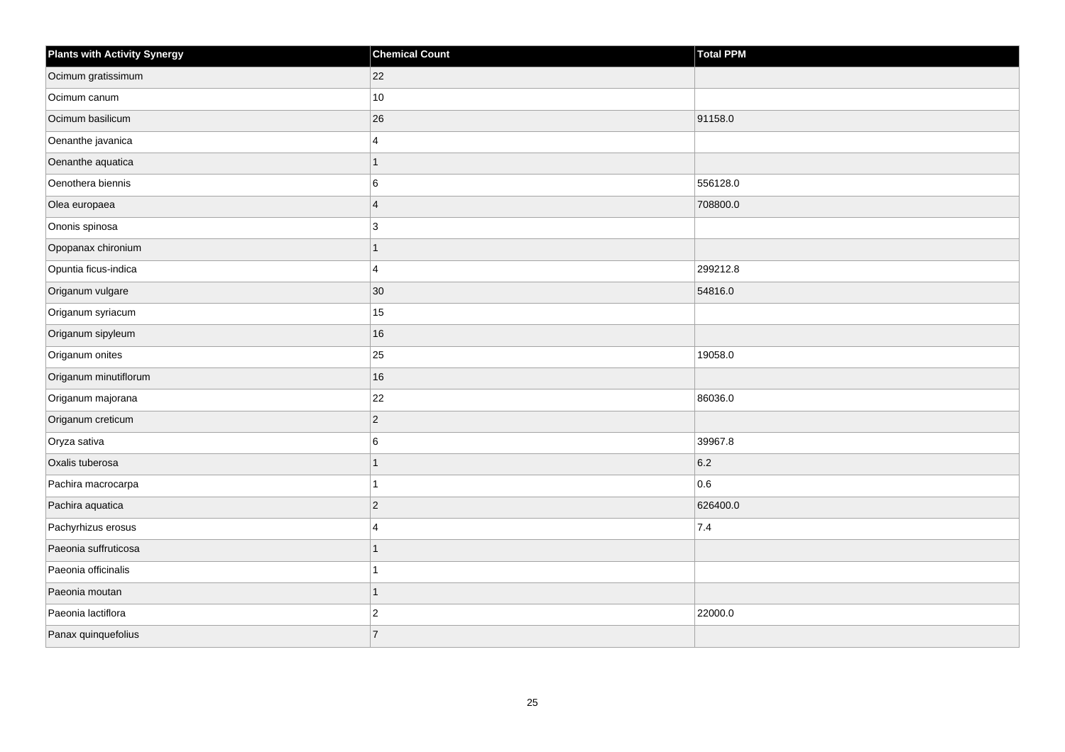| Plants with Activity Synergy | Chemical Count | Total PPM |
| --- | --- | --- |
| Ocimum gratissimum | 22 | |
| Ocimum canum | 10 | |
| Ocimum basilicum | 26 | 91158.0 |
| Oenanthe javanica | 4 | |
| Oenanthe aquatica | 1 | |
| Oenothera biennis | 6 | 556128.0 |
| Olea europaea | 4 | 708800.0 |
| Ononis spinosa | 3 | |
| Opopanax chironium | 1 | |
| Opuntia ficus-indica | 4 | 299212.8 |
| Origanum vulgare | 30 | 54816.0 |
| Origanum syriacum | 15 | |
| Origanum sipyleum | 16 | |
| Origanum onites | 25 | 19058.0 |
| Origanum minutiflorum | 16 | |
| Origanum majorana | 22 | 86036.0 |
| Origanum creticum | 2 | |
| Oryza sativa | 6 | 39967.8 |
| Oxalis tuberosa | 1 | 6.2 |
| Pachira macrocarpa | 1 | 0.6 |
| Pachira aquatica | 2 | 626400.0 |
| Pachyrhizus erosus | 4 | 7.4 |
| Paeonia suffruticosa | 1 | |
| Paeonia officinalis | 1 | |
| Paeonia moutan | 1 | |
| Paeonia lactiflora | 2 | 22000.0 |
| Panax quinquefolius | 7 | |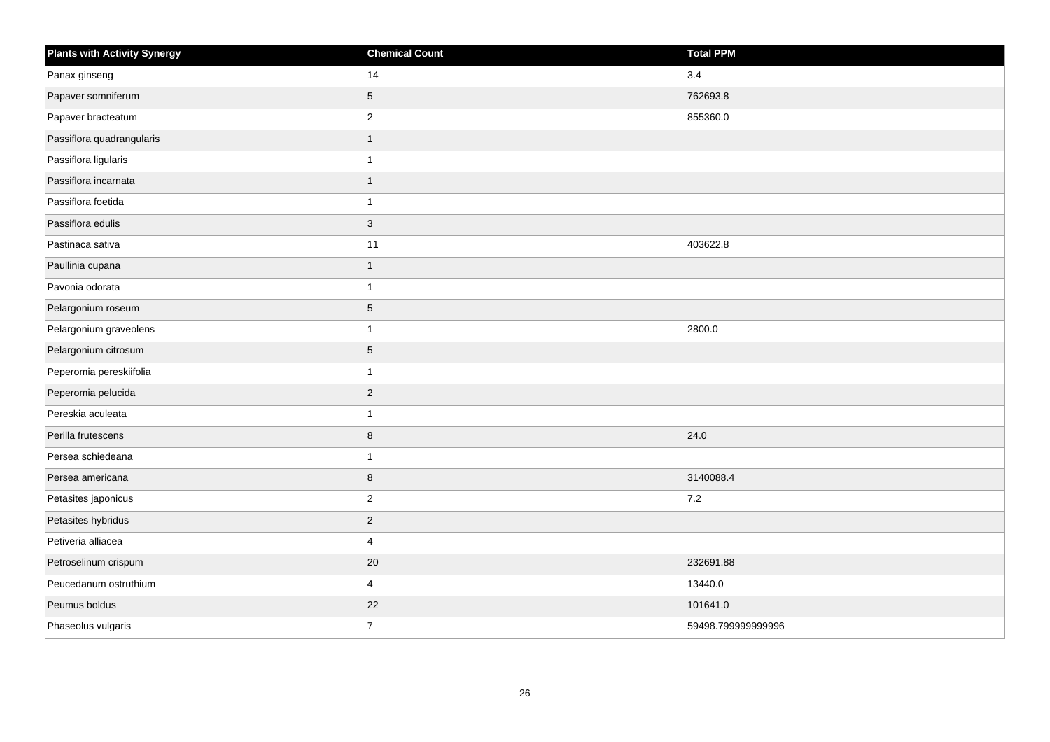| Plants with Activity Synergy | Chemical Count | Total PPM |
| --- | --- | --- |
| Panax ginseng | 14 | 3.4 |
| Papaver somniferum | 5 | 762693.8 |
| Papaver bracteatum | 2 | 855360.0 |
| Passiflora quadrangularis | 1 | |
| Passiflora ligularis | 1 | |
| Passiflora incarnata | 1 | |
| Passiflora foetida | 1 | |
| Passiflora edulis | 3 | |
| Pastinaca sativa | 11 | 403622.8 |
| Paullinia cupana | 1 | |
| Pavonia odorata | 1 | |
| Pelargonium roseum | 5 | |
| Pelargonium graveolens | 1 | 2800.0 |
| Pelargonium citrosum | 5 | |
| Peperomia pereskiifolia | 1 | |
| Peperomia pelucida | 2 | |
| Pereskia aculeata | 1 | |
| Perilla frutescens | 8 | 24.0 |
| Persea schiedeana | 1 | |
| Persea americana | 8 | 3140088.4 |
| Petasites japonicus | 2 | 7.2 |
| Petasites hybridus | 2 | |
| Petiveria alliacea | 4 | |
| Petroselinum crispum | 20 | 232691.88 |
| Peucedanum ostruthium | 4 | 13440.0 |
| Peumus boldus | 22 | 101641.0 |
| Phaseolus vulgaris | 7 | 59498.799999999996 |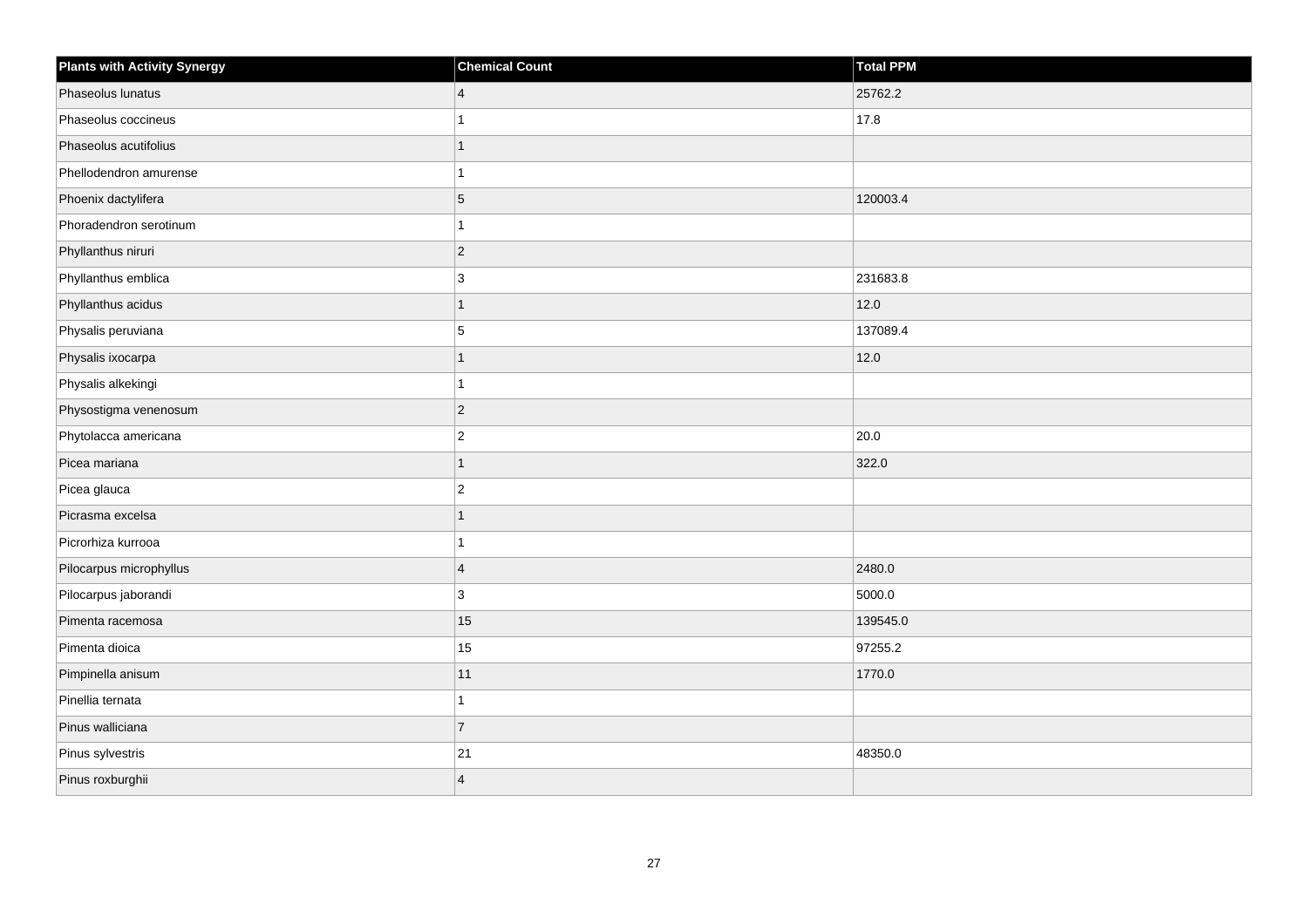| Plants with Activity Synergy | Chemical Count | Total PPM |
| --- | --- | --- |
| Phaseolus lunatus | 4 | 25762.2 |
| Phaseolus coccineus | 1 | 17.8 |
| Phaseolus acutifolius | 1 | |
| Phellodendron amurense | 1 | |
| Phoenix dactylifera | 5 | 120003.4 |
| Phoradendron serotinum | 1 | |
| Phyllanthus niruri | 2 | |
| Phyllanthus emblica | 3 | 231683.8 |
| Phyllanthus acidus | 1 | 12.0 |
| Physalis peruviana | 5 | 137089.4 |
| Physalis ixocarpa | 1 | 12.0 |
| Physalis alkekingi | 1 | |
| Physostigma venenosum | 2 | |
| Phytolacca americana | 2 | 20.0 |
| Picea mariana | 1 | 322.0 |
| Picea glauca | 2 | |
| Picrasma excelsa | 1 | |
| Picrorhiza kurrooa | 1 | |
| Pilocarpus microphyllus | 4 | 2480.0 |
| Pilocarpus jaborandi | 3 | 5000.0 |
| Pimenta racemosa | 15 | 139545.0 |
| Pimenta dioica | 15 | 97255.2 |
| Pimpinella anisum | 11 | 1770.0 |
| Pinellia ternata | 1 | |
| Pinus walliciana | 7 | |
| Pinus sylvestris | 21 | 48350.0 |
| Pinus roxburghii | 4 | |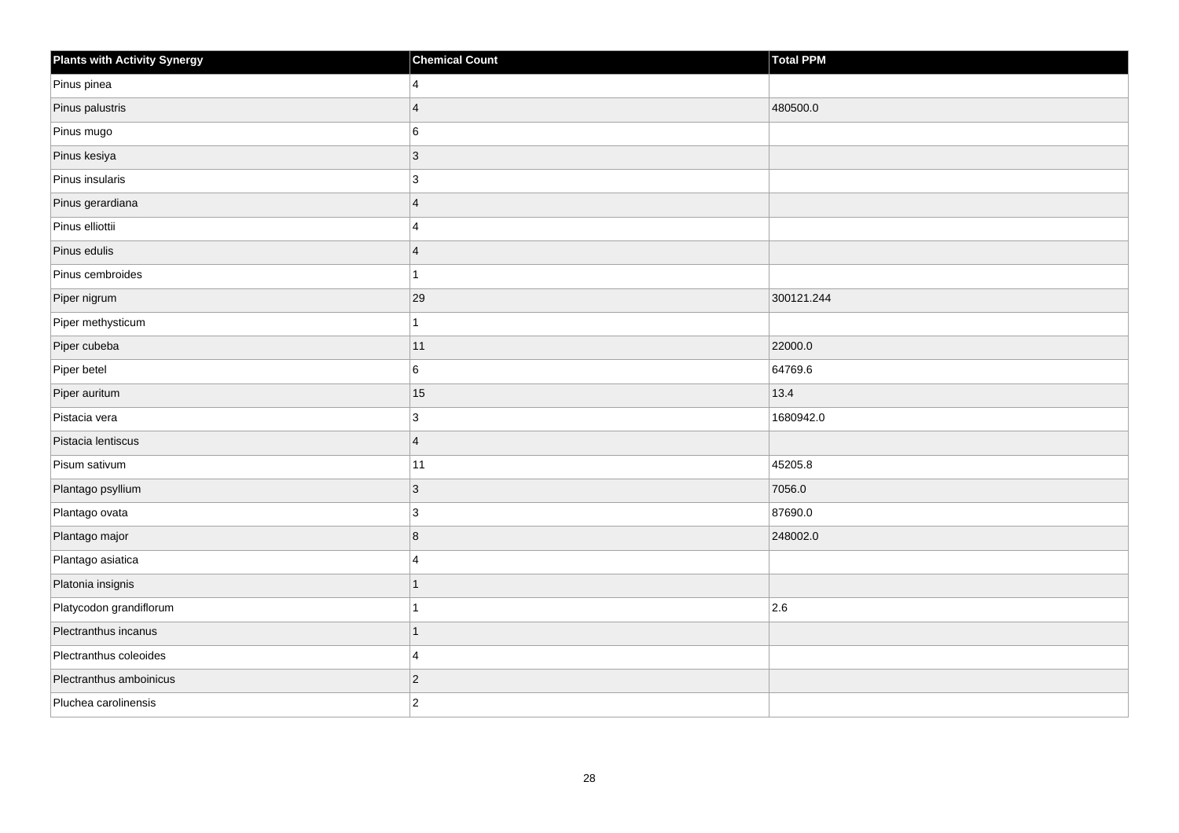| Plants with Activity Synergy | Chemical Count | Total PPM |
| --- | --- | --- |
| Pinus pinea | 4 | |
| Pinus palustris | 4 | 480500.0 |
| Pinus mugo | 6 | |
| Pinus kesiya | 3 | |
| Pinus insularis | 3 | |
| Pinus gerardiana | 4 | |
| Pinus elliottii | 4 | |
| Pinus edulis | 4 | |
| Pinus cembroides | 1 | |
| Piper nigrum | 29 | 300121.244 |
| Piper methysticum | 1 | |
| Piper cubeba | 11 | 22000.0 |
| Piper betel | 6 | 64769.6 |
| Piper auritum | 15 | 13.4 |
| Pistacia vera | 3 | 1680942.0 |
| Pistacia lentiscus | 4 | |
| Pisum sativum | 11 | 45205.8 |
| Plantago psyllium | 3 | 7056.0 |
| Plantago ovata | 3 | 87690.0 |
| Plantago major | 8 | 248002.0 |
| Plantago asiatica | 4 | |
| Platonia insignis | 1 | |
| Platycodon grandiflorum | 1 | 2.6 |
| Plectranthus incanus | 1 | |
| Plectranthus coleoides | 4 | |
| Plectranthus amboinicus | 2 | |
| Pluchea carolinensis | 2 | |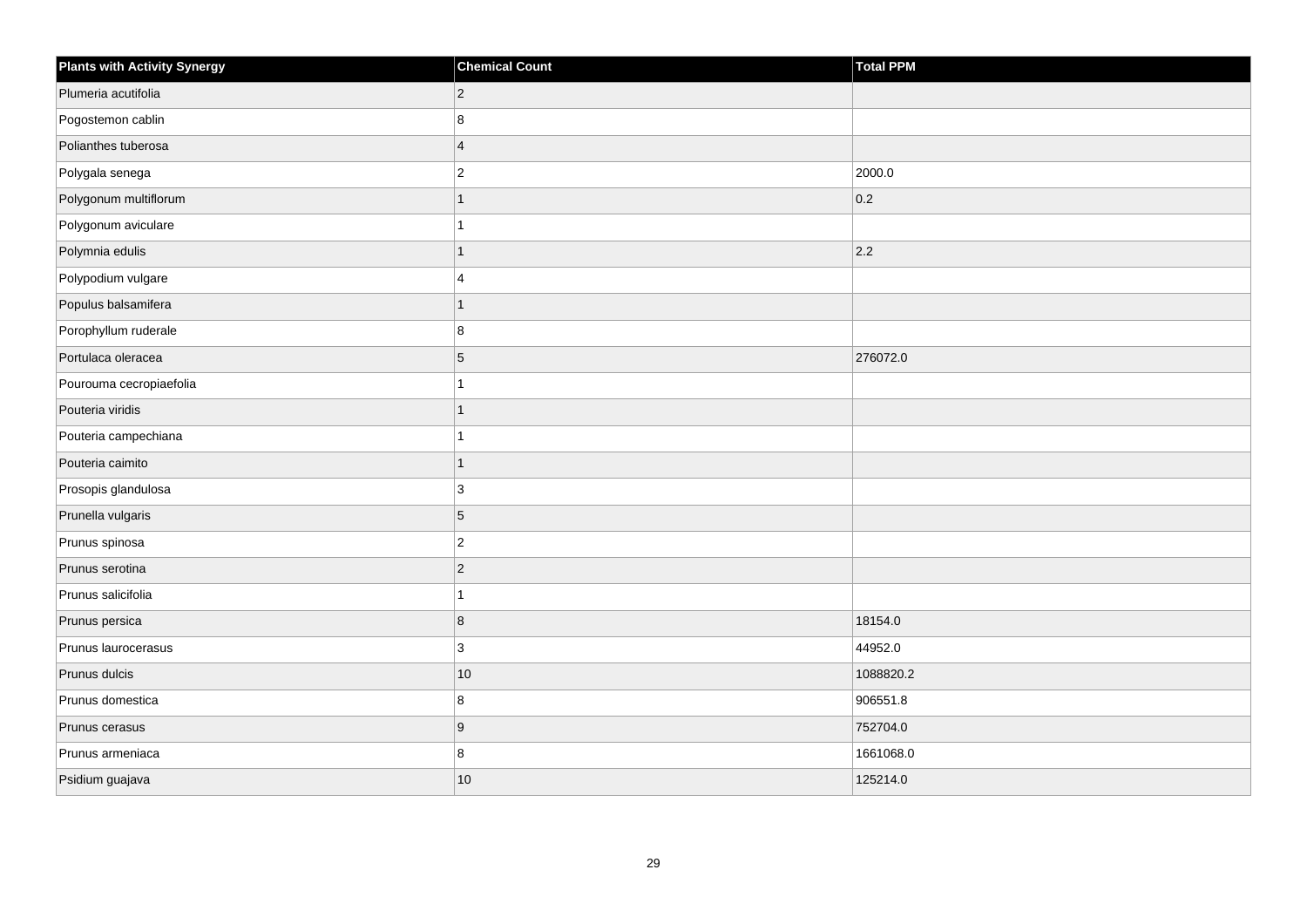| Plants with Activity Synergy | Chemical Count | Total PPM |
| --- | --- | --- |
| Plumeria acutifolia | 2 | |
| Pogostemon cablin | 8 | |
| Polianthes tuberosa | 4 | |
| Polygala senega | 2 | 2000.0 |
| Polygonum multiflorum | 1 | 0.2 |
| Polygonum aviculare | 1 | |
| Polymnia edulis | 1 | 2.2 |
| Polypodium vulgare | 4 | |
| Populus balsamifera | 1 | |
| Porophyllum ruderale | 8 | |
| Portulaca oleracea | 5 | 276072.0 |
| Pourouma cecropiaefolia | 1 | |
| Pouteria viridis | 1 | |
| Pouteria campechiana | 1 | |
| Pouteria caimito | 1 | |
| Prosopis glandulosa | 3 | |
| Prunella vulgaris | 5 | |
| Prunus spinosa | 2 | |
| Prunus serotina | 2 | |
| Prunus salicifolia | 1 | |
| Prunus persica | 8 | 18154.0 |
| Prunus laurocerasus | 3 | 44952.0 |
| Prunus dulcis | 10 | 1088820.2 |
| Prunus domestica | 8 | 906551.8 |
| Prunus cerasus | 9 | 752704.0 |
| Prunus armeniaca | 8 | 1661068.0 |
| Psidium guajava | 10 | 125214.0 |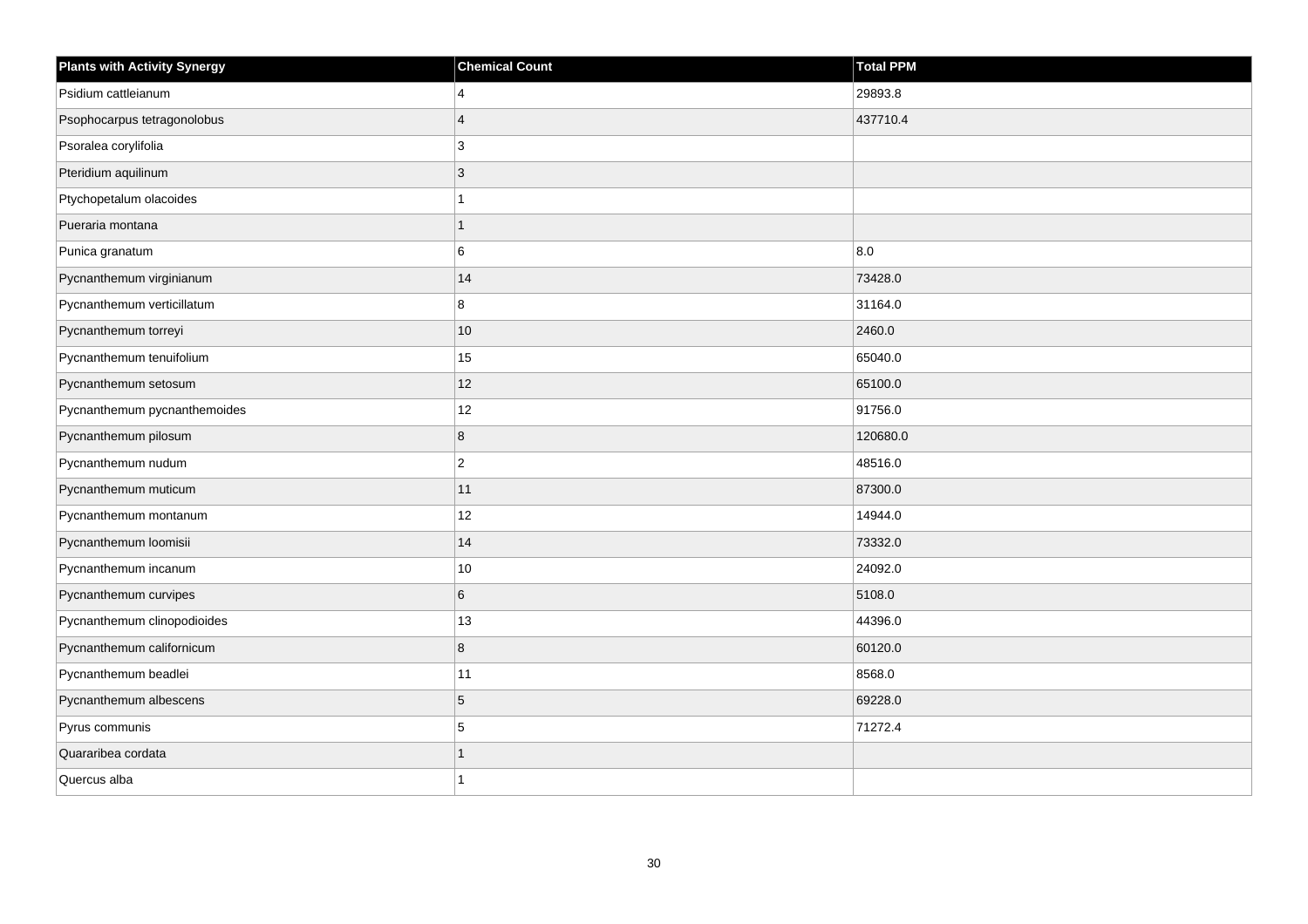| Plants with Activity Synergy | Chemical Count | Total PPM |
| --- | --- | --- |
| Psidium cattleianum | 4 | 29893.8 |
| Psophocarpus tetragonolobus | 4 | 437710.4 |
| Psoralea corylifolia | 3 | |
| Pteridium aquilinum | 3 | |
| Ptychopetalum olacoides | 1 | |
| Pueraria montana | 1 | |
| Punica granatum | 6 | 8.0 |
| Pycnanthemum virginianum | 14 | 73428.0 |
| Pycnanthemum verticillatum | 8 | 31164.0 |
| Pycnanthemum torreyi | 10 | 2460.0 |
| Pycnanthemum tenuifolium | 15 | 65040.0 |
| Pycnanthemum setosum | 12 | 65100.0 |
| Pycnanthemum pycnanthemoides | 12 | 91756.0 |
| Pycnanthemum pilosum | 8 | 120680.0 |
| Pycnanthemum nudum | 2 | 48516.0 |
| Pycnanthemum muticum | 11 | 87300.0 |
| Pycnanthemum montanum | 12 | 14944.0 |
| Pycnanthemum loomisii | 14 | 73332.0 |
| Pycnanthemum incanum | 10 | 24092.0 |
| Pycnanthemum curvipes | 6 | 5108.0 |
| Pycnanthemum clinopodioides | 13 | 44396.0 |
| Pycnanthemum californicum | 8 | 60120.0 |
| Pycnanthemum beadlei | 11 | 8568.0 |
| Pycnanthemum albescens | 5 | 69228.0 |
| Pyrus communis | 5 | 71272.4 |
| Quararibea cordata | 1 | |
| Quercus alba | 1 | |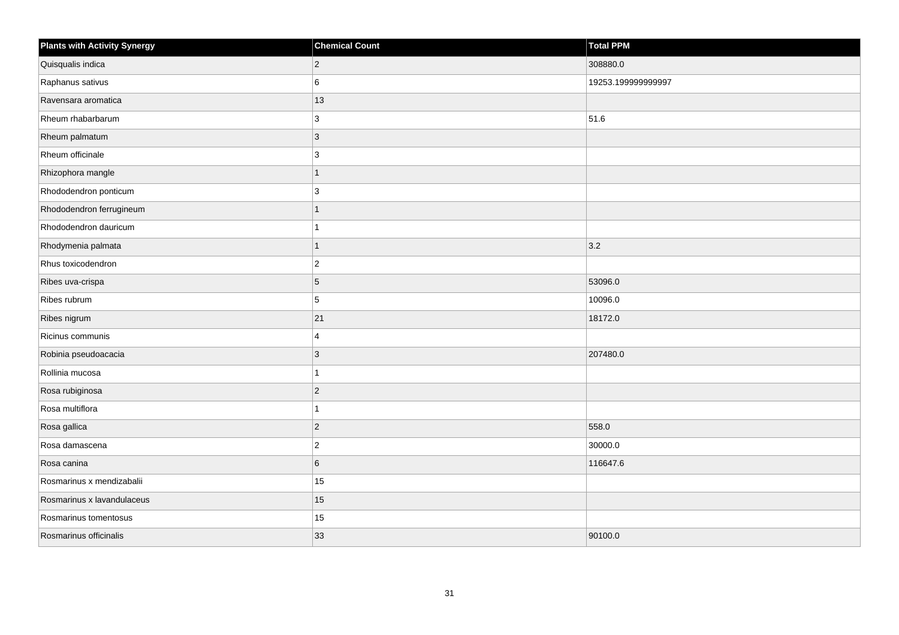| Plants with Activity Synergy | Chemical Count | Total PPM |
| --- | --- | --- |
| Quisqualis indica | 2 | 308880.0 |
| Raphanus sativus | 6 | 19253.199999999997 |
| Ravensara aromatica | 13 | |
| Rheum rhabarbarum | 3 | 51.6 |
| Rheum palmatum | 3 | |
| Rheum officinale | 3 | |
| Rhizophora mangle | 1 | |
| Rhododendron ponticum | 3 | |
| Rhododendron ferrugineum | 1 | |
| Rhododendron dauricum | 1 | |
| Rhodymenia palmata | 1 | 3.2 |
| Rhus toxicodendron | 2 | |
| Ribes uva-crispa | 5 | 53096.0 |
| Ribes rubrum | 5 | 10096.0 |
| Ribes nigrum | 21 | 18172.0 |
| Ricinus communis | 4 | |
| Robinia pseudoacacia | 3 | 207480.0 |
| Rollinia mucosa | 1 | |
| Rosa rubiginosa | 2 | |
| Rosa multiflora | 1 | |
| Rosa gallica | 2 | 558.0 |
| Rosa damascena | 2 | 30000.0 |
| Rosa canina | 6 | 116647.6 |
| Rosmarinus x mendizabalii | 15 | |
| Rosmarinus x lavandulaceus | 15 | |
| Rosmarinus tomentosus | 15 | |
| Rosmarinus officinalis | 33 | 90100.0 |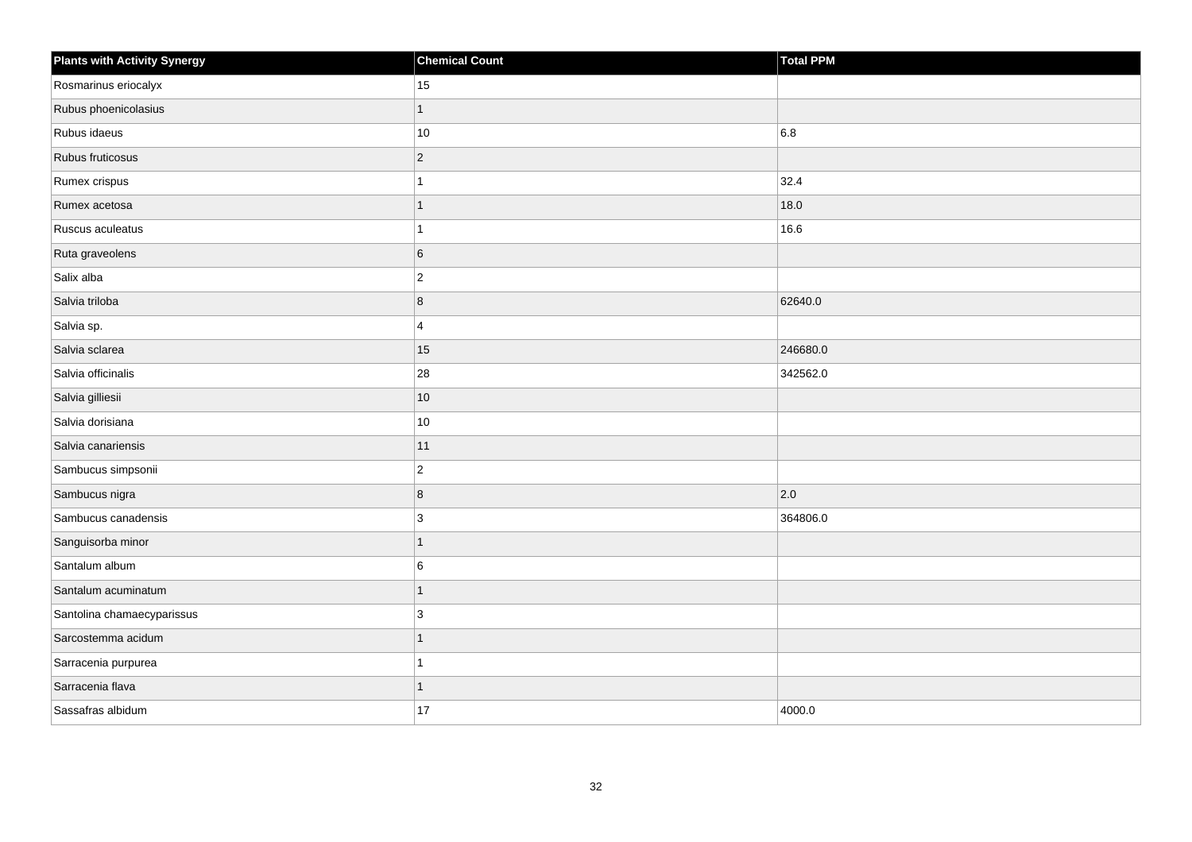| Plants with Activity Synergy | Chemical Count | Total PPM |
| --- | --- | --- |
| Rosmarinus eriocalyx | 15 | |
| Rubus phoenicolasius | 1 | |
| Rubus idaeus | 10 | 6.8 |
| Rubus fruticosus | 2 | |
| Rumex crispus | 1 | 32.4 |
| Rumex acetosa | 1 | 18.0 |
| Ruscus aculeatus | 1 | 16.6 |
| Ruta graveolens | 6 | |
| Salix alba | 2 | |
| Salvia triloba | 8 | 62640.0 |
| Salvia sp. | 4 | |
| Salvia sclarea | 15 | 246680.0 |
| Salvia officinalis | 28 | 342562.0 |
| Salvia gilliesii | 10 | |
| Salvia dorisiana | 10 | |
| Salvia canariensis | 11 | |
| Sambucus simpsonii | 2 | |
| Sambucus nigra | 8 | 2.0 |
| Sambucus canadensis | 3 | 364806.0 |
| Sanguisorba minor | 1 | |
| Santalum album | 6 | |
| Santalum acuminatum | 1 | |
| Santolina chamaecyparissus | 3 | |
| Sarcostemma acidum | 1 | |
| Sarracenia purpurea | 1 | |
| Sarracenia flava | 1 | |
| Sassafras albidum | 17 | 4000.0 |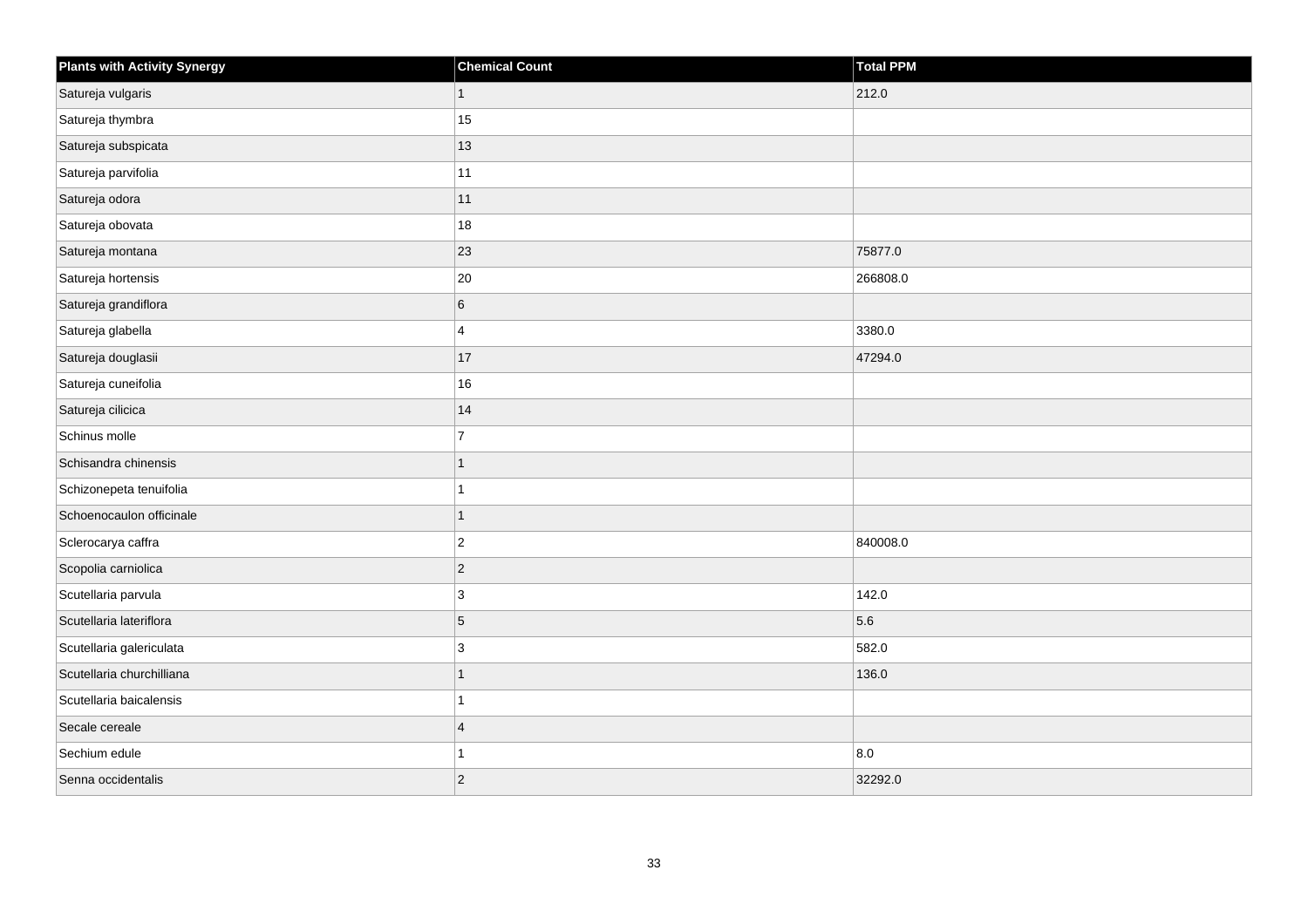| Plants with Activity Synergy | Chemical Count | Total PPM |
| --- | --- | --- |
| Satureja vulgaris | 1 | 212.0 |
| Satureja thymbra | 15 | |
| Satureja subspicata | 13 | |
| Satureja parvifolia | 11 | |
| Satureja odora | 11 | |
| Satureja obovata | 18 | |
| Satureja montana | 23 | 75877.0 |
| Satureja hortensis | 20 | 266808.0 |
| Satureja grandiflora | 6 | |
| Satureja glabella | 4 | 3380.0 |
| Satureja douglasii | 17 | 47294.0 |
| Satureja cuneifolia | 16 | |
| Satureja cilicica | 14 | |
| Schinus molle | 7 | |
| Schisandra chinensis | 1 | |
| Schizonepeta tenuifolia | 1 | |
| Schoenocaulon officinale | 1 | |
| Sclerocarya caffra | 2 | 840008.0 |
| Scopolia carniolica | 2 | |
| Scutellaria parvula | 3 | 142.0 |
| Scutellaria lateriflora | 5 | 5.6 |
| Scutellaria galericulata | 3 | 582.0 |
| Scutellaria churchilliana | 1 | 136.0 |
| Scutellaria baicalensis | 1 | |
| Secale cereale | 4 | |
| Sechium edule | 1 | 8.0 |
| Senna occidentalis | 2 | 32292.0 |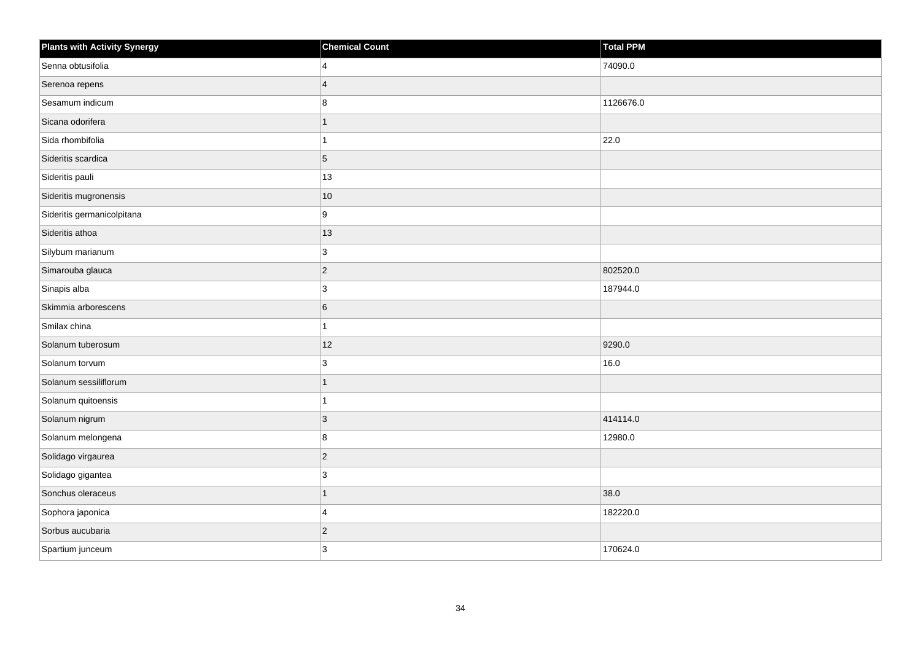| Plants with Activity Synergy | Chemical Count | Total PPM |
| --- | --- | --- |
| Senna obtusifolia | 4 | 74090.0 |
| Serenoa repens | 4 | |
| Sesamum indicum | 8 | 1126676.0 |
| Sicana odorifera | 1 | |
| Sida rhombifolia | 1 | 22.0 |
| Sideritis scardica | 5 | |
| Sideritis pauli | 13 | |
| Sideritis mugronensis | 10 | |
| Sideritis germanicolpitana | 9 | |
| Sideritis athoa | 13 | |
| Silybum marianum | 3 | |
| Simarouba glauca | 2 | 802520.0 |
| Sinapis alba | 3 | 187944.0 |
| Skimmia arborescens | 6 | |
| Smilax china | 1 | |
| Solanum tuberosum | 12 | 9290.0 |
| Solanum torvum | 3 | 16.0 |
| Solanum sessiliflorum | 1 | |
| Solanum quitoensis | 1 | |
| Solanum nigrum | 3 | 414114.0 |
| Solanum melongena | 8 | 12980.0 |
| Solidago virgaurea | 2 | |
| Solidago gigantea | 3 | |
| Sonchus oleraceus | 1 | 38.0 |
| Sophora japonica | 4 | 182220.0 |
| Sorbus aucubaria | 2 | |
| Spartium junceum | 3 | 170624.0 |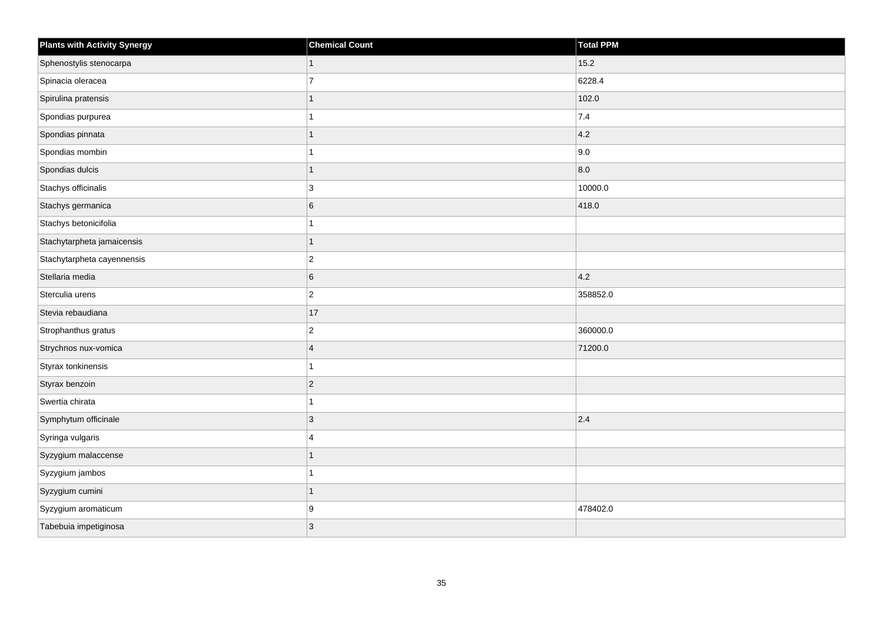| Plants with Activity Synergy | Chemical Count | Total PPM |
|---|---|---|
| Sphenostylis stenocarpa | 1 | 15.2 |
| Spinacia oleracea | 7 | 6228.4 |
| Spirulina pratensis | 1 | 102.0 |
| Spondias purpurea | 1 | 7.4 |
| Spondias pinnata | 1 | 4.2 |
| Spondias mombin | 1 | 9.0 |
| Spondias dulcis | 1 | 8.0 |
| Stachys officinalis | 3 | 10000.0 |
| Stachys germanica | 6 | 418.0 |
| Stachys betonicifolia | 1 | |
| Stachytarpheta jamaicensis | 1 | |
| Stachytarpheta cayennensis | 2 | |
| Stellaria media | 6 | 4.2 |
| Sterculia urens | 2 | 358852.0 |
| Stevia rebaudiana | 17 | |
| Strophanthus gratus | 2 | 360000.0 |
| Strychnos nux-vomica | 4 | 71200.0 |
| Styrax tonkinensis | 1 | |
| Styrax benzoin | 2 | |
| Swertia chirata | 1 | |
| Symphytum officinale | 3 | 2.4 |
| Syringa vulgaris | 4 | |
| Syzygium malaccense | 1 | |
| Syzygium jambos | 1 | |
| Syzygium cumini | 1 | |
| Syzygium aromaticum | 9 | 478402.0 |
| Tabebuia impetiginosa | 3 | |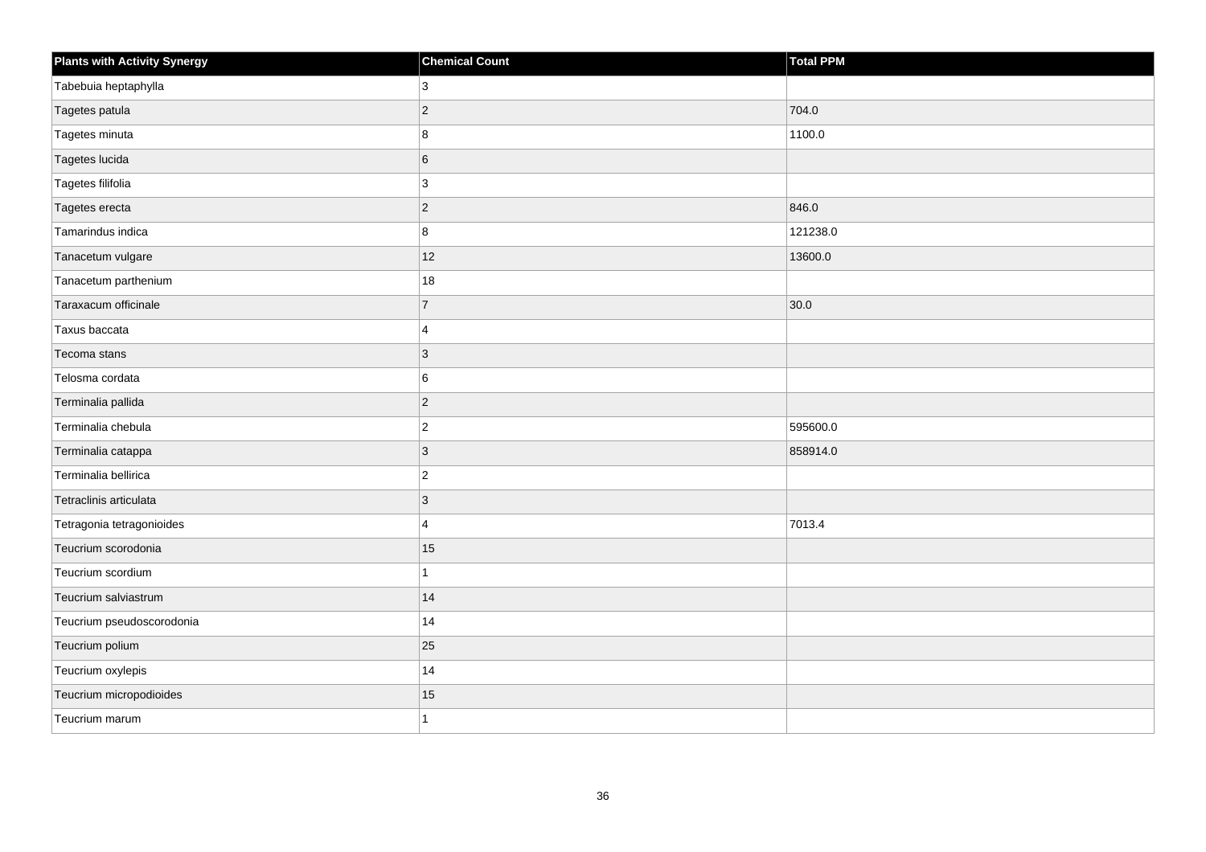| Plants with Activity Synergy | Chemical Count | Total PPM |
| --- | --- | --- |
| Tabebuia heptaphylla | 3 | |
| Tagetes patula | 2 | 704.0 |
| Tagetes minuta | 8 | 1100.0 |
| Tagetes lucida | 6 | |
| Tagetes filifolia | 3 | |
| Tagetes erecta | 2 | 846.0 |
| Tamarindus indica | 8 | 121238.0 |
| Tanacetum vulgare | 12 | 13600.0 |
| Tanacetum parthenium | 18 | |
| Taraxacum officinale | 7 | 30.0 |
| Taxus baccata | 4 | |
| Tecoma stans | 3 | |
| Telosma cordata | 6 | |
| Terminalia pallida | 2 | |
| Terminalia chebula | 2 | 595600.0 |
| Terminalia catappa | 3 | 858914.0 |
| Terminalia bellirica | 2 | |
| Tetraclinis articulata | 3 | |
| Tetragonia tetragonioides | 4 | 7013.4 |
| Teucrium scorodonia | 15 | |
| Teucrium scordium | 1 | |
| Teucrium salviastrum | 14 | |
| Teucrium pseudoscorodonia | 14 | |
| Teucrium polium | 25 | |
| Teucrium oxylepis | 14 | |
| Teucrium micropodioides | 15 | |
| Teucrium marum | 1 | |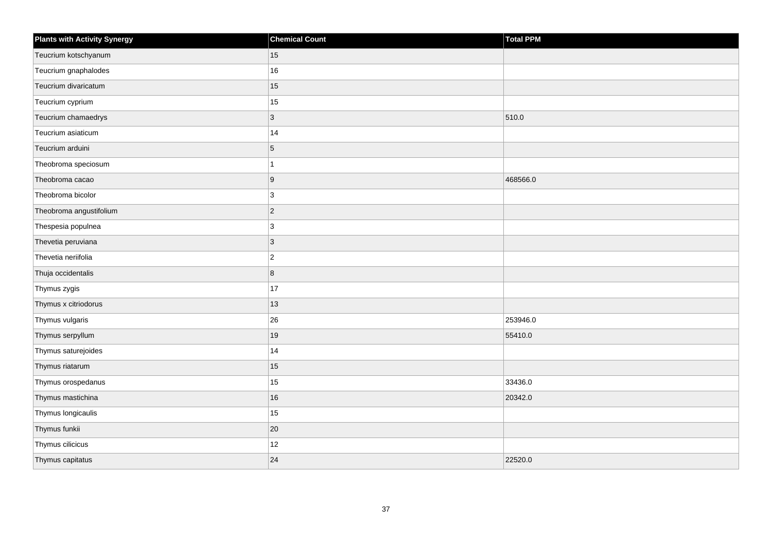| Plants with Activity Synergy | Chemical Count | Total PPM |
| --- | --- | --- |
| Teucrium kotschyanum | 15 | |
| Teucrium gnaphalodes | 16 | |
| Teucrium divaricatum | 15 | |
| Teucrium cyprium | 15 | |
| Teucrium chamaedrys | 3 | 510.0 |
| Teucrium asiaticum | 14 | |
| Teucrium arduini | 5 | |
| Theobroma speciosum | 1 | |
| Theobroma cacao | 9 | 468566.0 |
| Theobroma bicolor | 3 | |
| Theobroma angustifolium | 2 | |
| Thespesia populnea | 3 | |
| Thevetia peruviana | 3 | |
| Thevetia neriifolia | 2 | |
| Thuja occidentalis | 8 | |
| Thymus zygis | 17 | |
| Thymus x citriodorus | 13 | |
| Thymus vulgaris | 26 | 253946.0 |
| Thymus serpyllum | 19 | 55410.0 |
| Thymus saturejoides | 14 | |
| Thymus riatarum | 15 | |
| Thymus orospedanus | 15 | 33436.0 |
| Thymus mastichina | 16 | 20342.0 |
| Thymus longicaulis | 15 | |
| Thymus funkii | 20 | |
| Thymus cilicicus | 12 | |
| Thymus capitatus | 24 | 22520.0 |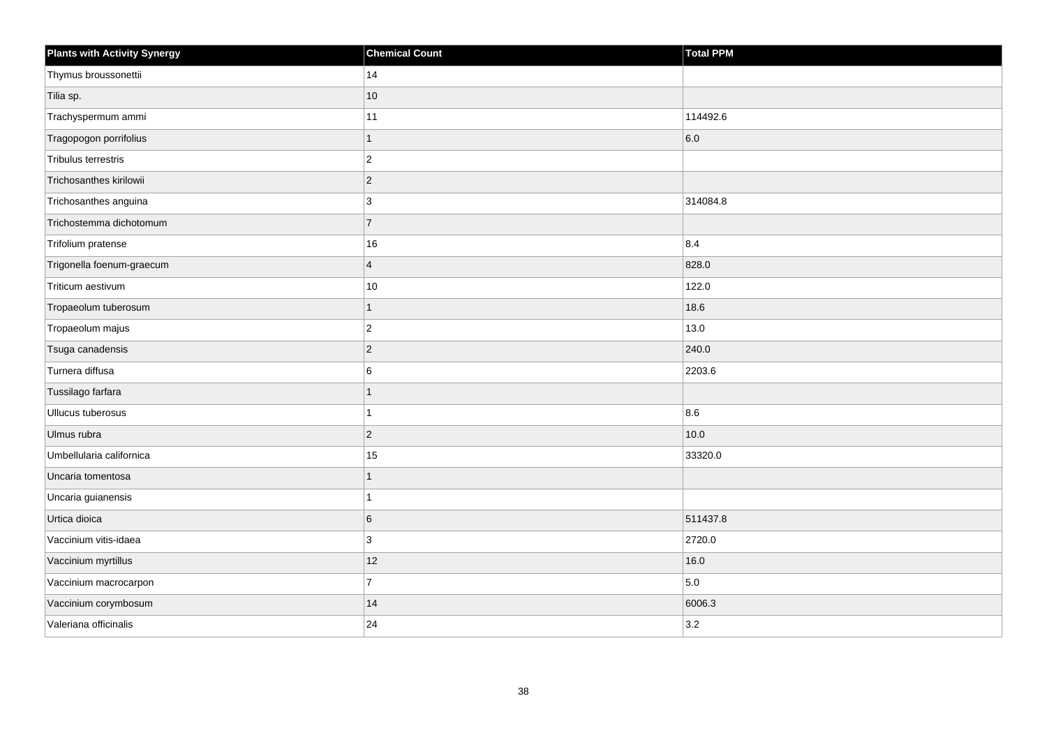| Plants with Activity Synergy | Chemical Count | Total PPM |
| --- | --- | --- |
| Thymus broussonettii | 14 | |
| Tilia sp. | 10 | |
| Trachyspermum ammi | 11 | 114492.6 |
| Tragopogon porrifolius | 1 | 6.0 |
| Tribulus terrestris | 2 | |
| Trichosanthes kirilowii | 2 | |
| Trichosanthes anguina | 3 | 314084.8 |
| Trichostemma dichotomum | 7 | |
| Trifolium pratense | 16 | 8.4 |
| Trigonella foenum-graecum | 4 | 828.0 |
| Triticum aestivum | 10 | 122.0 |
| Tropaeolum tuberosum | 1 | 18.6 |
| Tropaeolum majus | 2 | 13.0 |
| Tsuga canadensis | 2 | 240.0 |
| Turnera diffusa | 6 | 2203.6 |
| Tussilago farfara | 1 | |
| Ullucus tuberosus | 1 | 8.6 |
| Ulmus rubra | 2 | 10.0 |
| Umbellularia californica | 15 | 33320.0 |
| Uncaria tomentosa | 1 | |
| Uncaria guianensis | 1 | |
| Urtica dioica | 6 | 511437.8 |
| Vaccinium vitis-idaea | 3 | 2720.0 |
| Vaccinium myrtillus | 12 | 16.0 |
| Vaccinium macrocarpon | 7 | 5.0 |
| Vaccinium corymbosum | 14 | 6006.3 |
| Valeriana officinalis | 24 | 3.2 |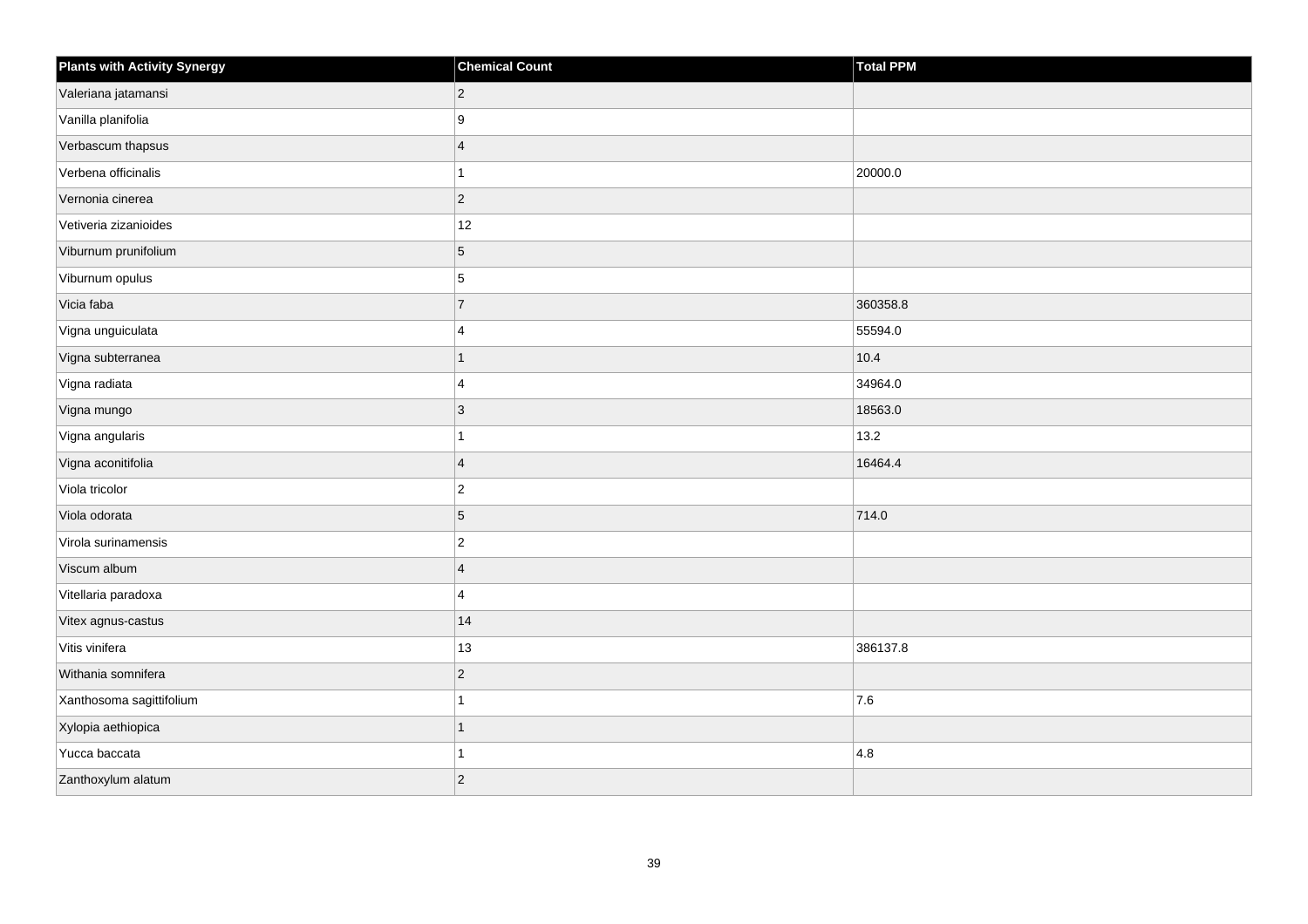| Plants with Activity Synergy | Chemical Count | Total PPM |
| --- | --- | --- |
| Valeriana jatamansi | 2 | |
| Vanilla planifolia | 9 | |
| Verbascum thapsus | 4 | |
| Verbena officinalis | 1 | 20000.0 |
| Vernonia cinerea | 2 | |
| Vetiveria zizanioides | 12 | |
| Viburnum prunifolium | 5 | |
| Viburnum opulus | 5 | |
| Vicia faba | 7 | 360358.8 |
| Vigna unguiculata | 4 | 55594.0 |
| Vigna subterranea | 1 | 10.4 |
| Vigna radiata | 4 | 34964.0 |
| Vigna mungo | 3 | 18563.0 |
| Vigna angularis | 1 | 13.2 |
| Vigna aconitifolia | 4 | 16464.4 |
| Viola tricolor | 2 | |
| Viola odorata | 5 | 714.0 |
| Virola surinamensis | 2 | |
| Viscum album | 4 | |
| Vitellaria paradoxa | 4 | |
| Vitex agnus-castus | 14 | |
| Vitis vinifera | 13 | 386137.8 |
| Withania somnifera | 2 | |
| Xanthosoma sagittifolium | 1 | 7.6 |
| Xylopia aethiopica | 1 | |
| Yucca baccata | 1 | 4.8 |
| Zanthoxylum alatum | 2 | |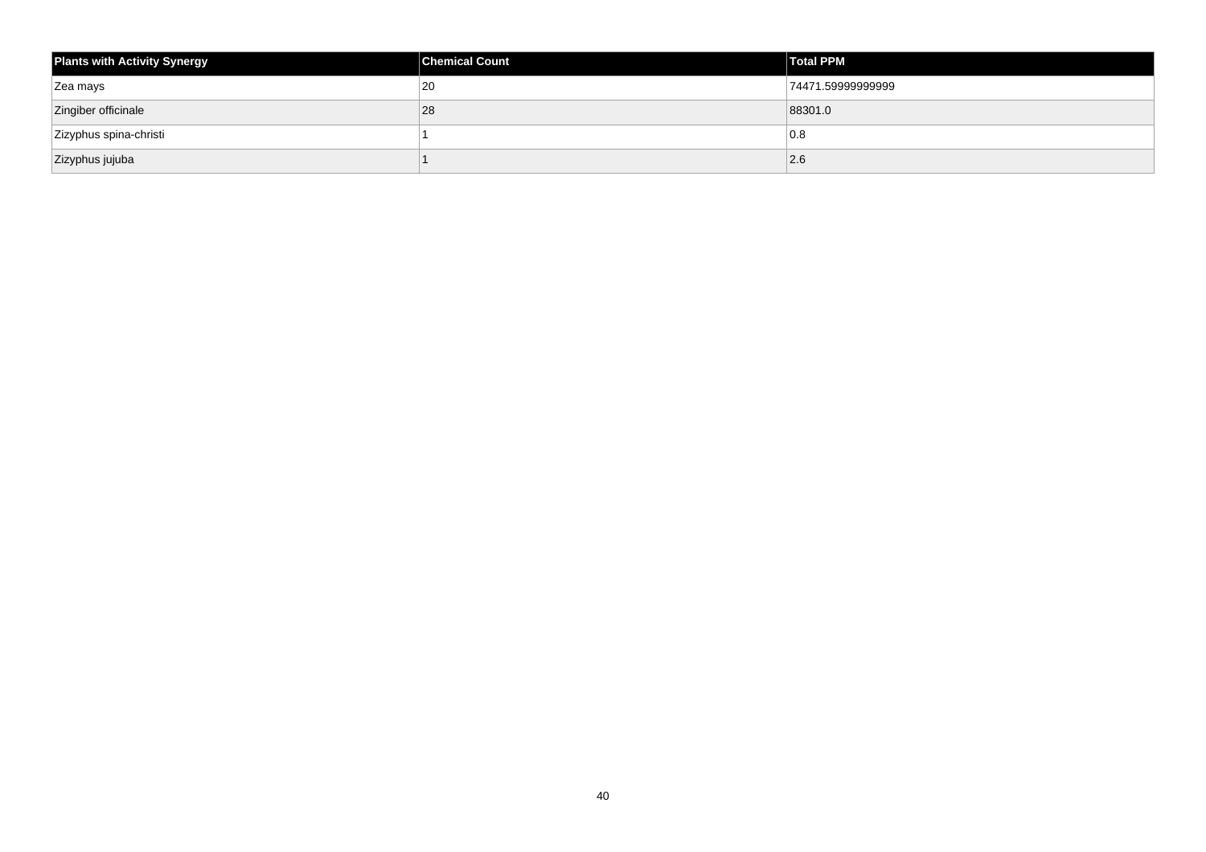| Plants with Activity Synergy | Chemical Count | Total PPM |
|---|---|---|
| Zea mays | 20 | 74471.59999999999 |
| Zingiber officinale | 28 | 88301.0 |
| Zizyphus spina-christi | 1 | 0.8 |
| Zizyphus jujuba | 1 | 2.6 |